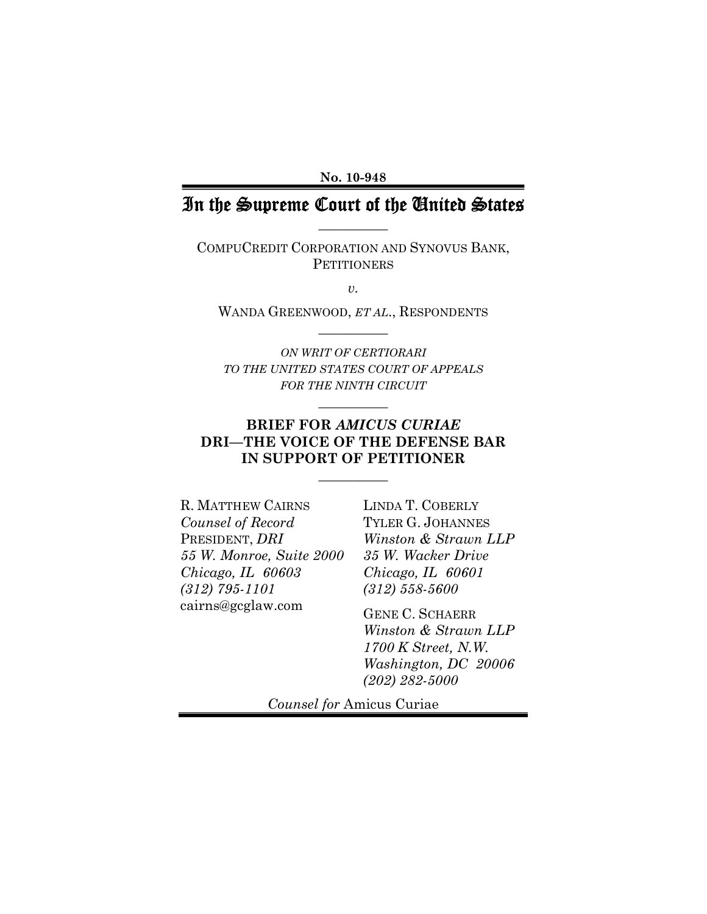No. 10-948

# In the Supreme Court of the United States

---

COMPUCREDIT CORPORATION AND SYNOVUS BANK, PETITIONERS

*v.*

WANDA GREENWOOD, *ET AL.*, RESPONDENTS

---

*ON WRIT OF CERTIORARI*
*TO THE UNITED STATES COURT OF APPEALS*
*FOR THE NINTH CIRCUIT*

---

## BRIEF FOR *AMICUS CURIAE* DRI—THE VOICE OF THE DEFENSE BAR IN SUPPORT OF PETITIONER

---

R. MATTHEW CAIRNS
*Counsel of Record*
PRESIDENT, *DRI*
*55 W. Monroe, Suite 2000*
*Chicago, IL 60603*
*(312) 795-1101*
cairns@gcglaw.com

LINDA T. COBERLY
TYLER G. JOHANNES
*Winston & Strawn LLP*
*35 W. Wacker Drive*
*Chicago, IL 60601*
*(312) 558-5600*

GENE C. SCHAERR
*Winston & Strawn LLP*
*1700 K Street, N.W.*
*Washington, DC 20006*
*(202) 282-5000*

*Counsel for* Amicus Curiae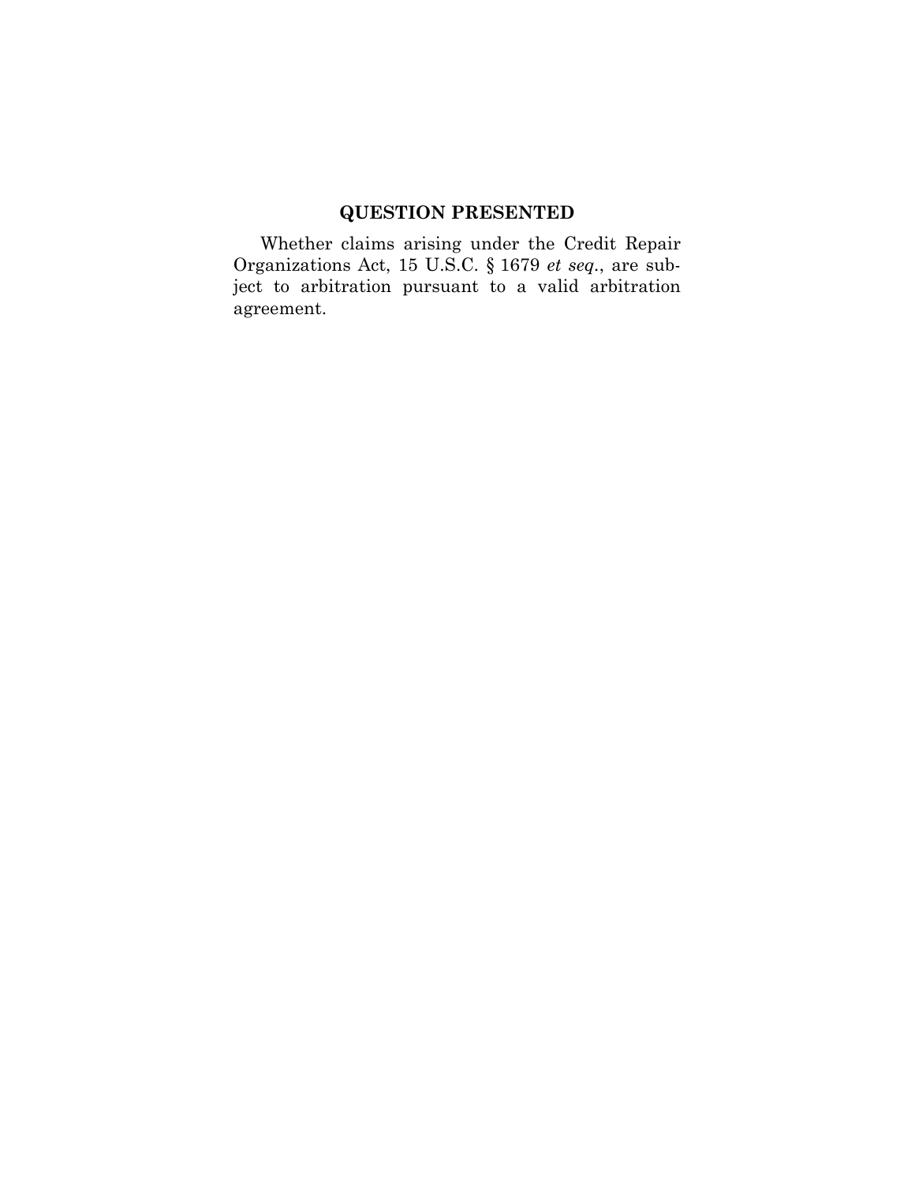## QUESTION PRESENTED

Whether claims arising under the Credit Repair Organizations Act, 15 U.S.C. § 1679 *et seq.*, are subject to arbitration pursuant to a valid arbitration agreement.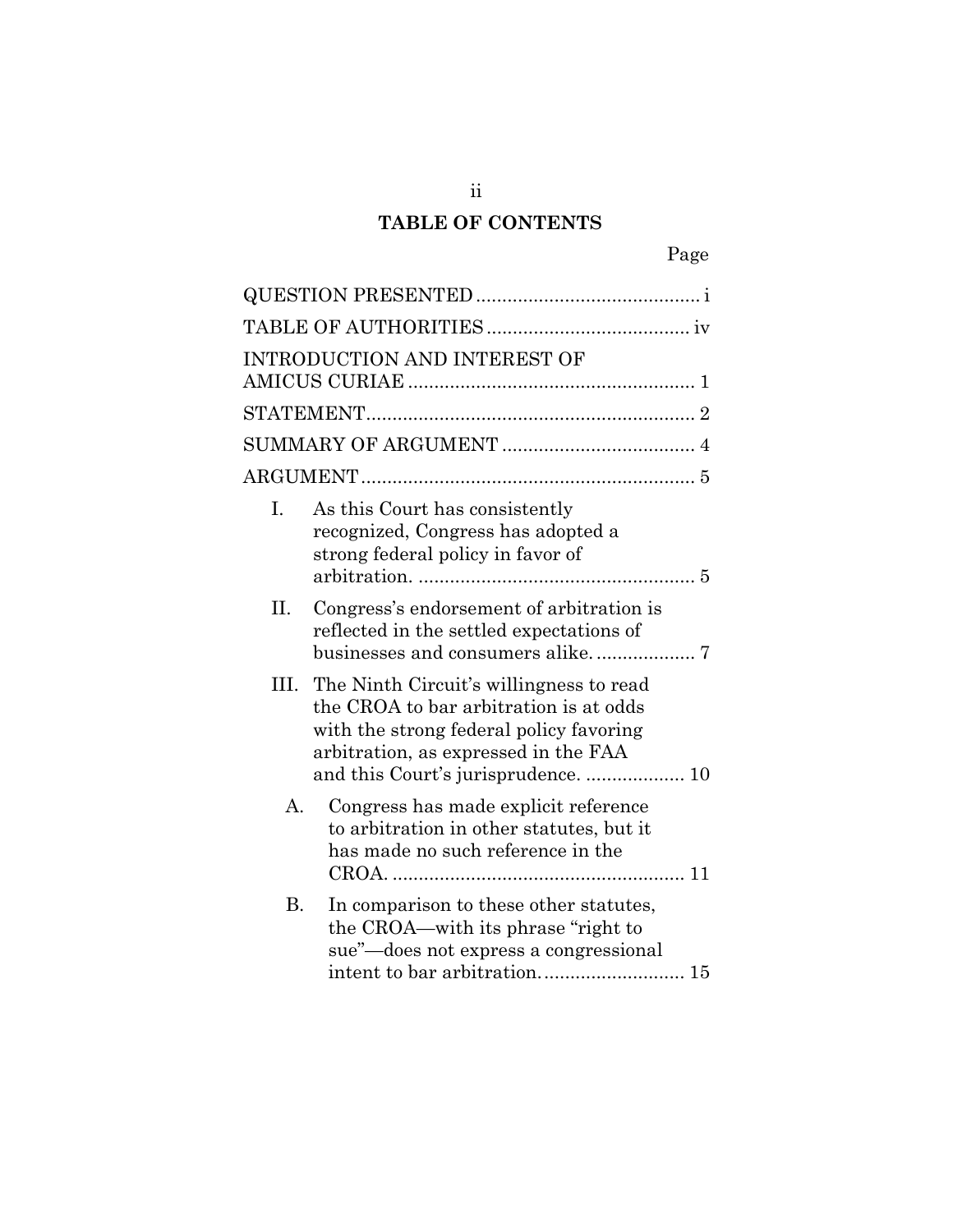## TABLE OF CONTENTS

| | Page |
|---|---|
| QUESTION PRESENTED | i |
| TABLE OF AUTHORITIES | iv |
| INTRODUCTION AND INTEREST OF AMICUS CURIAE | 1 |
| STATEMENT | 2 |
| SUMMARY OF ARGUMENT | 4 |
| ARGUMENT | 5 |
| I. As this Court has consistently recognized, Congress has adopted a strong federal policy in favor of arbitration. | 5 |
| II. Congress's endorsement of arbitration is reflected in the settled expectations of businesses and consumers alike. | 7 |
| III. The Ninth Circuit's willingness to read the CROA to bar arbitration is at odds with the strong federal policy favoring arbitration, as expressed in the FAA and this Court's jurisprudence. | 10 |
| A. Congress has made explicit reference to arbitration in other statutes, but it has made no such reference in the CROA. | 11 |
| B. In comparison to these other statutes, the CROA—with its phrase "right to sue"—does not express a congressional intent to bar arbitration. | 15 |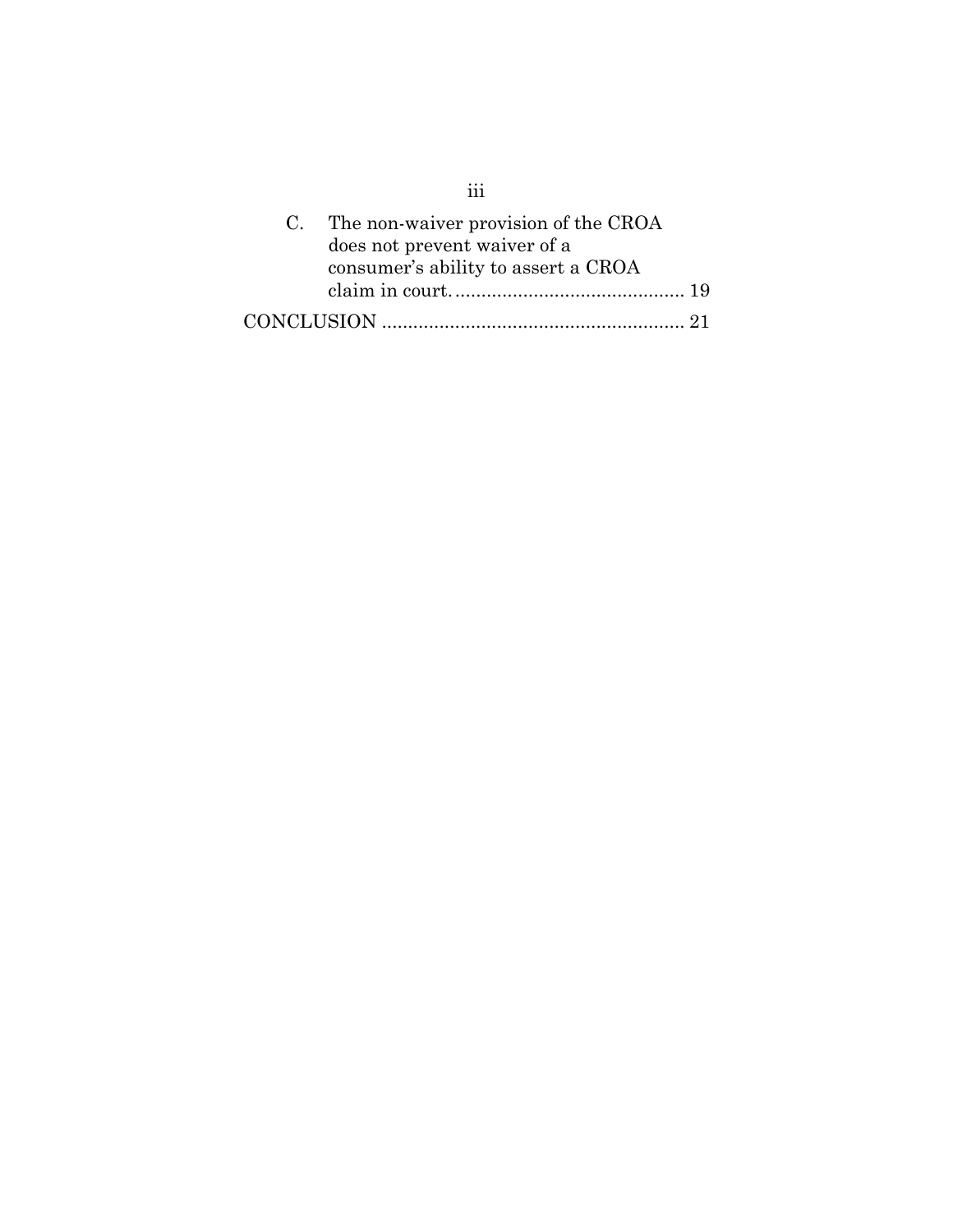C. The non-waiver provision of the CROA does not prevent waiver of a consumer's ability to assert a CROA claim in court. ........................................... 19

CONCLUSION ......................................................... 21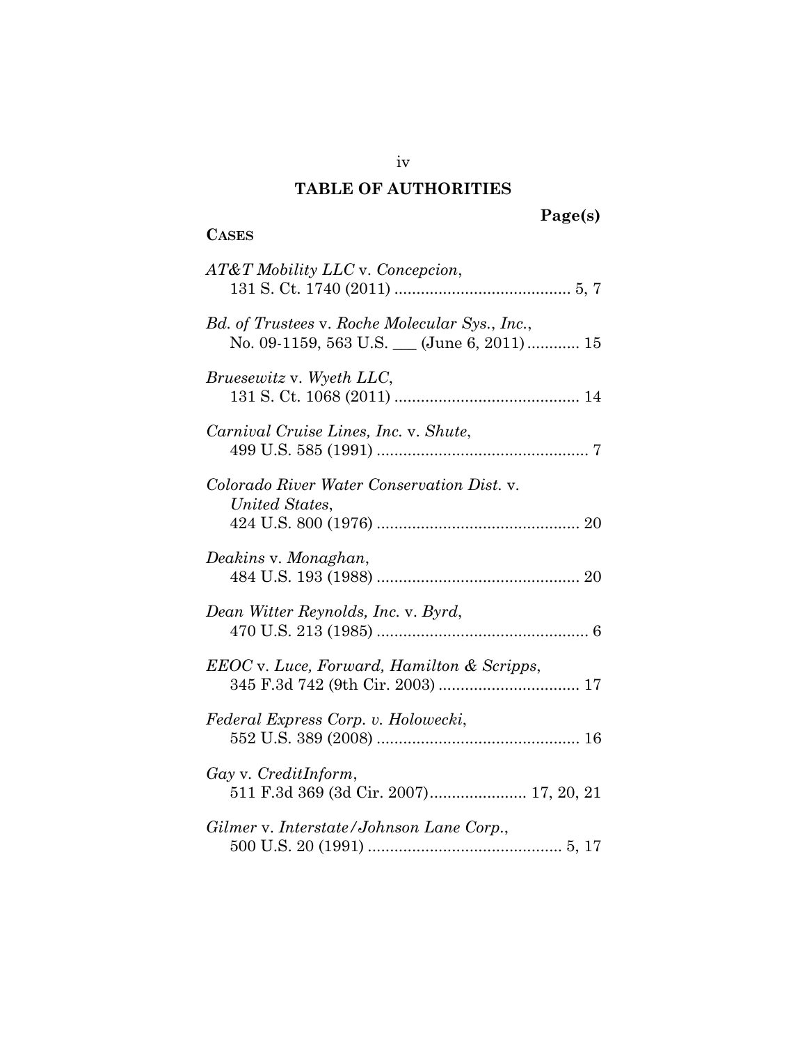## TABLE OF AUTHORITIES

**Page(s)**

**CASES**

*AT&T Mobility LLC* v. *Concepcion*,
131 S. Ct. 1740 (2011) ........................................ 5, 7

*Bd. of Trustees* v. *Roche Molecular Sys., Inc.*,
No. 09-1159, 563 U.S. ___ (June 6, 2011) ............ 15

*Bruesewitz* v. *Wyeth LLC*,
131 S. Ct. 1068 (2011) .......................................... 14

*Carnival Cruise Lines, Inc.* v. *Shute*,
499 U.S. 585 (1991) ................................................ 7

*Colorado River Water Conservation Dist.* v. *United States*,
424 U.S. 800 (1976) .............................................. 20

*Deakins* v. *Monaghan*,
484 U.S. 193 (1988) .............................................. 20

*Dean Witter Reynolds, Inc.* v. *Byrd*,
470 U.S. 213 (1985) ................................................ 6

*EEOC* v. *Luce, Forward, Hamilton & Scripps*,
345 F.3d 742 (9th Cir. 2003) ................................ 17

*Federal Express Corp. v. Holowecki*,
552 U.S. 389 (2008) .............................................. 16

*Gay* v. *CreditInform*,
511 F.3d 369 (3d Cir. 2007)...................... 17, 20, 21

*Gilmer* v. *Interstate/Johnson Lane Corp.*,
500 U.S. 20 (1991) ............................................ 5, 17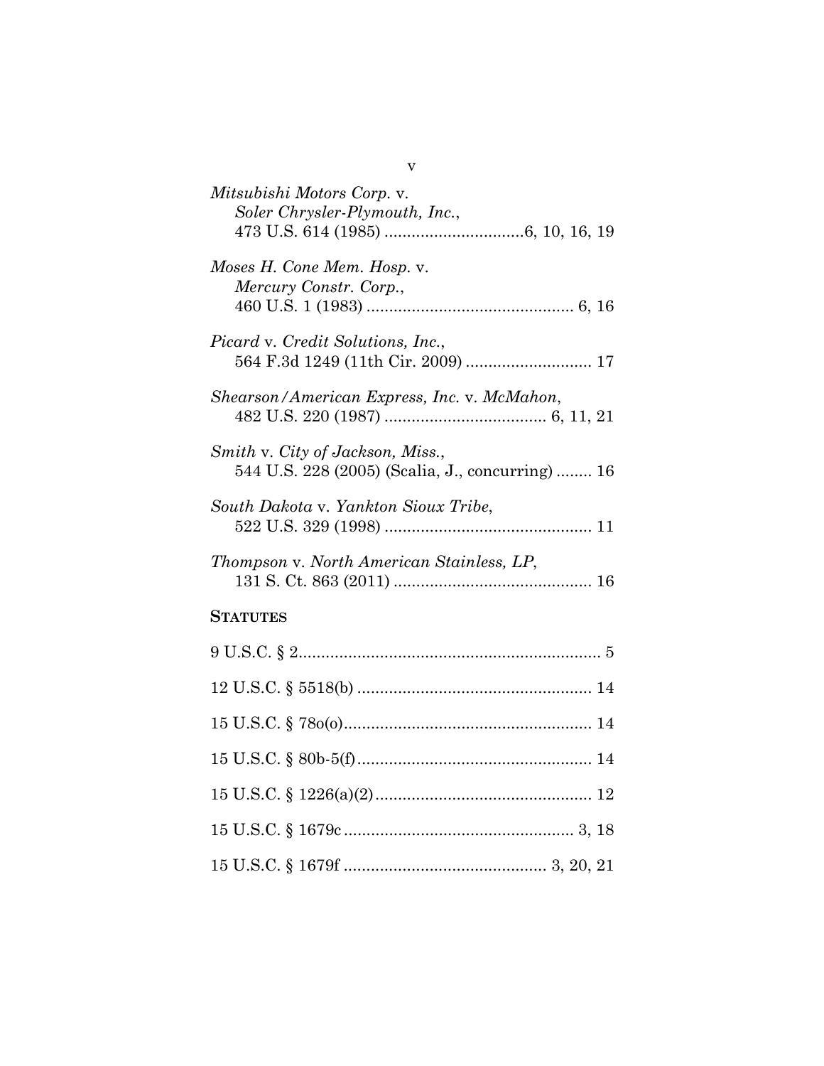*Mitsubishi Motors Corp.* v. *Soler Chrysler-Plymouth, Inc.*, 473 U.S. 614 (1985) ..............................6, 10, 16, 19

*Moses H. Cone Mem. Hosp.* v. *Mercury Constr. Corp.*, 460 U.S. 1 (1983) ............................................. 6, 16

*Picard* v. *Credit Solutions, Inc.*, 564 F.3d 1249 (11th Cir. 2009) ........................... 17

*Shearson/American Express, Inc.* v. *McMahon*, 482 U.S. 220 (1987) ................................... 6, 11, 21

*Smith* v. *City of Jackson, Miss.*, 544 U.S. 228 (2005) (Scalia, J., concurring) ........ 16

*South Dakota* v. *Yankton Sioux Tribe*, 522 U.S. 329 (1998) ............................................. 11

*Thompson* v. *North American Stainless, LP*, 131 S. Ct. 863 (2011) ........................................... 16

**STATUTES**

9 U.S.C. § 2.................................................................... 5

12 U.S.C. § 5518(b) ................................................... 14

15 U.S.C. § 78o(o)...................................................... 14

15 U.S.C. § 80b-5(f)................................................... 14

15 U.S.C. § 1226(a)(2)............................................... 12

15 U.S.C. § 1679c.................................................. 3, 18

15 U.S.C. § 1679f ........................................... 3, 20, 21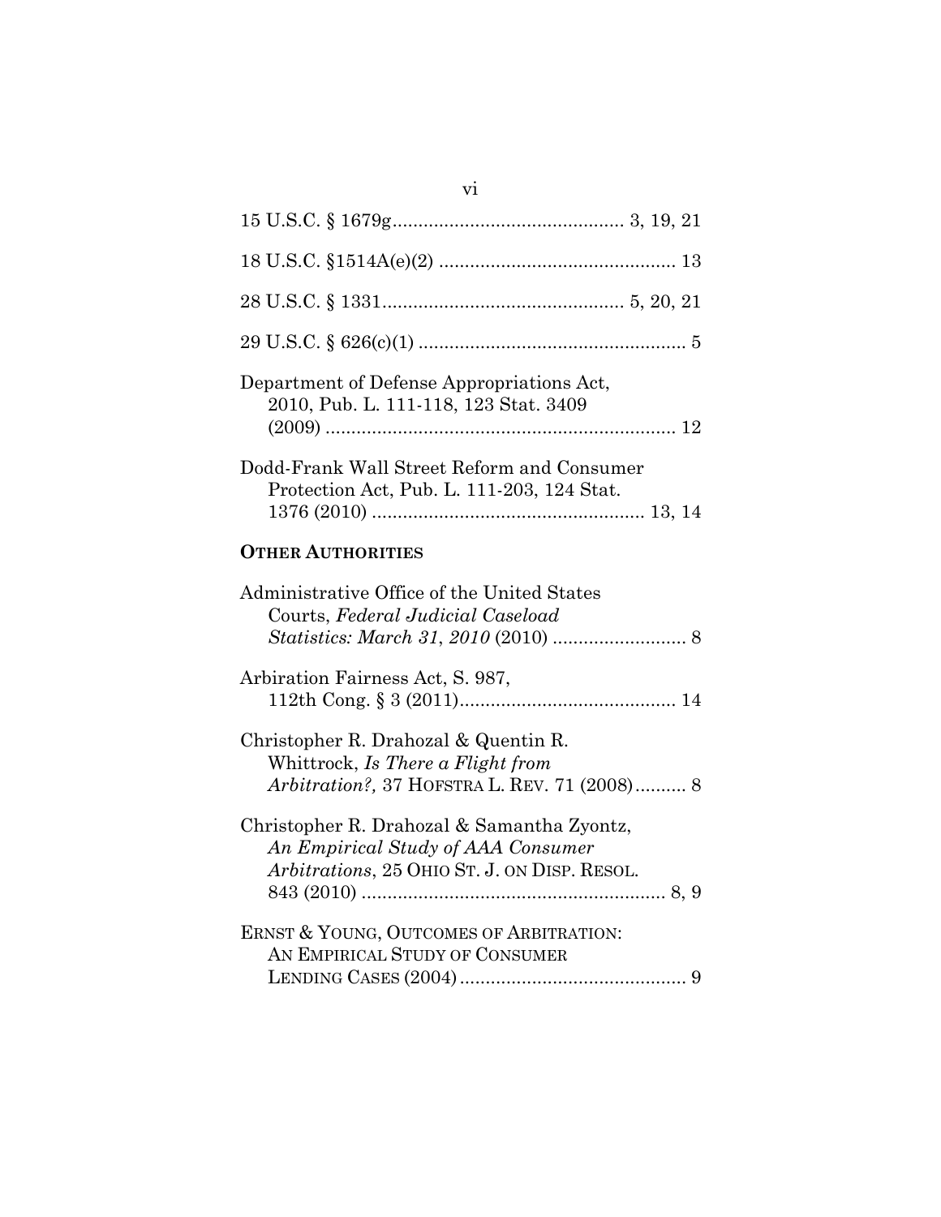15 U.S.C. § 1679g............................................ 3, 19, 21

18 U.S.C. §1514A(e)(2) ............................................. 13

28 U.S.C. § 1331.............................................. 5, 20, 21

29 U.S.C. § 626(c)(1) .................................................... 5

Department of Defense Appropriations Act, 2010, Pub. L. 111-118, 123 Stat. 3409 (2009) .................................................................... 12

Dodd-Frank Wall Street Reform and Consumer Protection Act, Pub. L. 111-203, 124 Stat. 1376 (2010) .................................................... 13, 14

**OTHER AUTHORITIES**

Administrative Office of the United States Courts, *Federal Judicial Caseload Statistics: March 31, 2010* (2010) .......................... 8

Arbiration Fairness Act, S. 987, 112th Cong. § 3 (2011).......................................... 14

Christopher R. Drahozal & Quentin R. Whittrock, *Is There a Flight from Arbitration?,* 37 HOFSTRA L. REV. 71 (2008).......... 8

Christopher R. Drahozal & Samantha Zyontz, *An Empirical Study of AAA Consumer Arbitrations*, 25 OHIO ST. J. ON DISP. RESOL. 843 (2010) ........................................................... 8, 9

ERNST & YOUNG, OUTCOMES OF ARBITRATION: AN EMPIRICAL STUDY OF CONSUMER LENDING CASES (2004)............................................ 9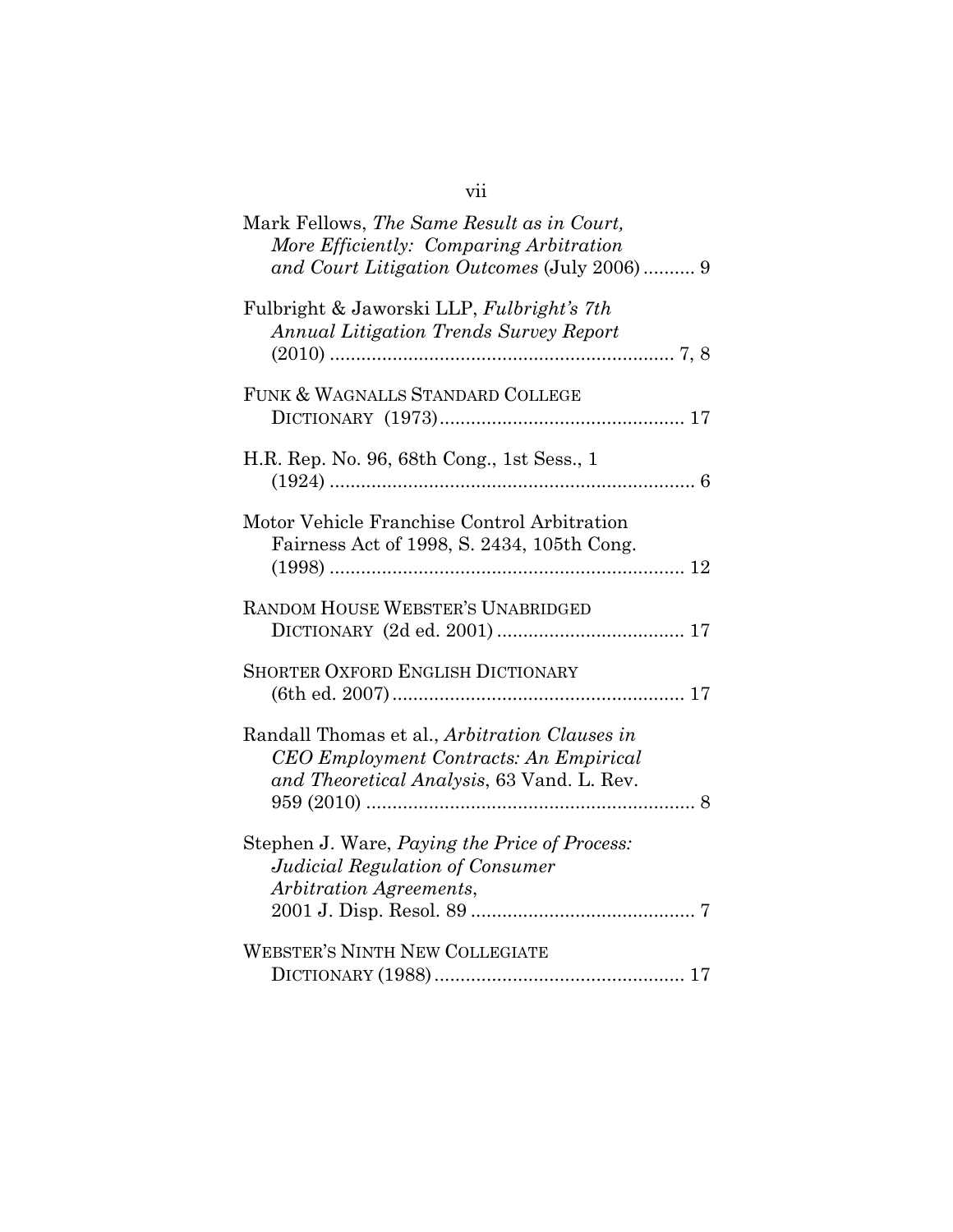Mark Fellows, *The Same Result as in Court, More Efficiently: Comparing Arbitration and Court Litigation Outcomes* (July 2006) .......... 9

Fulbright & Jaworski LLP, *Fulbright's 7th Annual Litigation Trends Survey Report* (2010) .......... 7, 8

FUNK & WAGNALLS STANDARD COLLEGE DICTIONARY (1973) .......... 17

H.R. Rep. No. 96, 68th Cong., 1st Sess., 1 (1924) .......... 6

Motor Vehicle Franchise Control Arbitration Fairness Act of 1998, S. 2434, 105th Cong. (1998) .......... 12

RANDOM HOUSE WEBSTER'S UNABRIDGED DICTIONARY (2d ed. 2001) .......... 17

SHORTER OXFORD ENGLISH DICTIONARY (6th ed. 2007) .......... 17

Randall Thomas et al., *Arbitration Clauses in CEO Employment Contracts: An Empirical and Theoretical Analysis*, 63 Vand. L. Rev. 959 (2010) .......... 8

Stephen J. Ware, *Paying the Price of Process: Judicial Regulation of Consumer Arbitration Agreements*, 2001 J. Disp. Resol. 89 .......... 7

WEBSTER'S NINTH NEW COLLEGIATE DICTIONARY (1988) .......... 17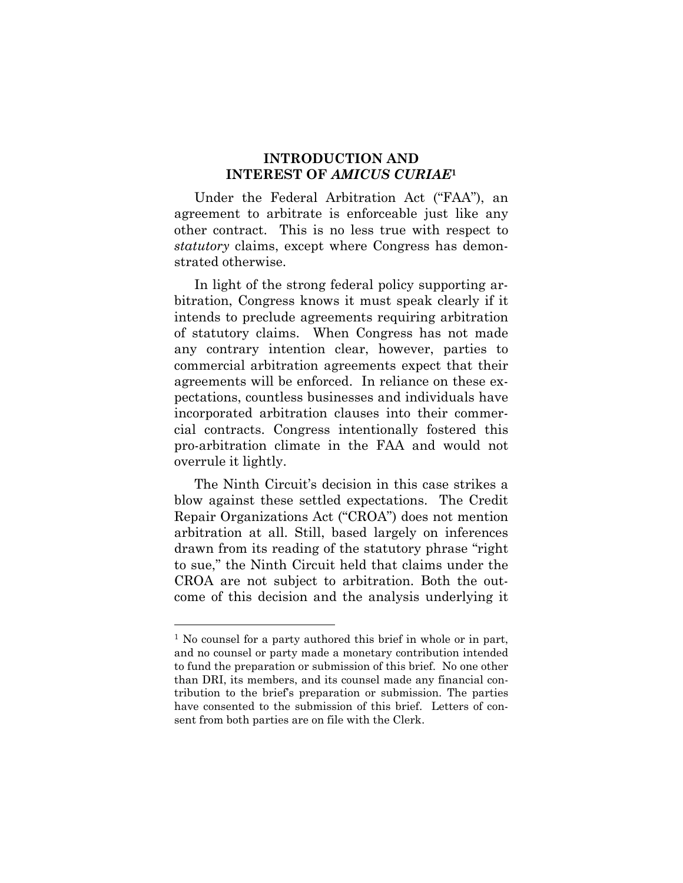## INTRODUCTION AND INTEREST OF *AMICUS CURIAE*[1]

Under the Federal Arbitration Act ("FAA"), an agreement to arbitrate is enforceable just like any other contract. This is no less true with respect to *statutory* claims, except where Congress has demonstrated otherwise.

In light of the strong federal policy supporting arbitration, Congress knows it must speak clearly if it intends to preclude agreements requiring arbitration of statutory claims. When Congress has not made any contrary intention clear, however, parties to commercial arbitration agreements expect that their agreements will be enforced. In reliance on these expectations, countless businesses and individuals have incorporated arbitration clauses into their commercial contracts. Congress intentionally fostered this pro-arbitration climate in the FAA and would not overrule it lightly.

The Ninth Circuit's decision in this case strikes a blow against these settled expectations. The Credit Repair Organizations Act ("CROA") does not mention arbitration at all. Still, based largely on inferences drawn from its reading of the statutory phrase "right to sue," the Ninth Circuit held that claims under the CROA are not subject to arbitration. Both the outcome of this decision and the analysis underlying it

---

[1] No counsel for a party authored this brief in whole or in part, and no counsel or party made a monetary contribution intended to fund the preparation or submission of this brief. No one other than DRI, its members, and its counsel made any financial contribution to the brief's preparation or submission. The parties have consented to the submission of this brief. Letters of consent from both parties are on file with the Clerk.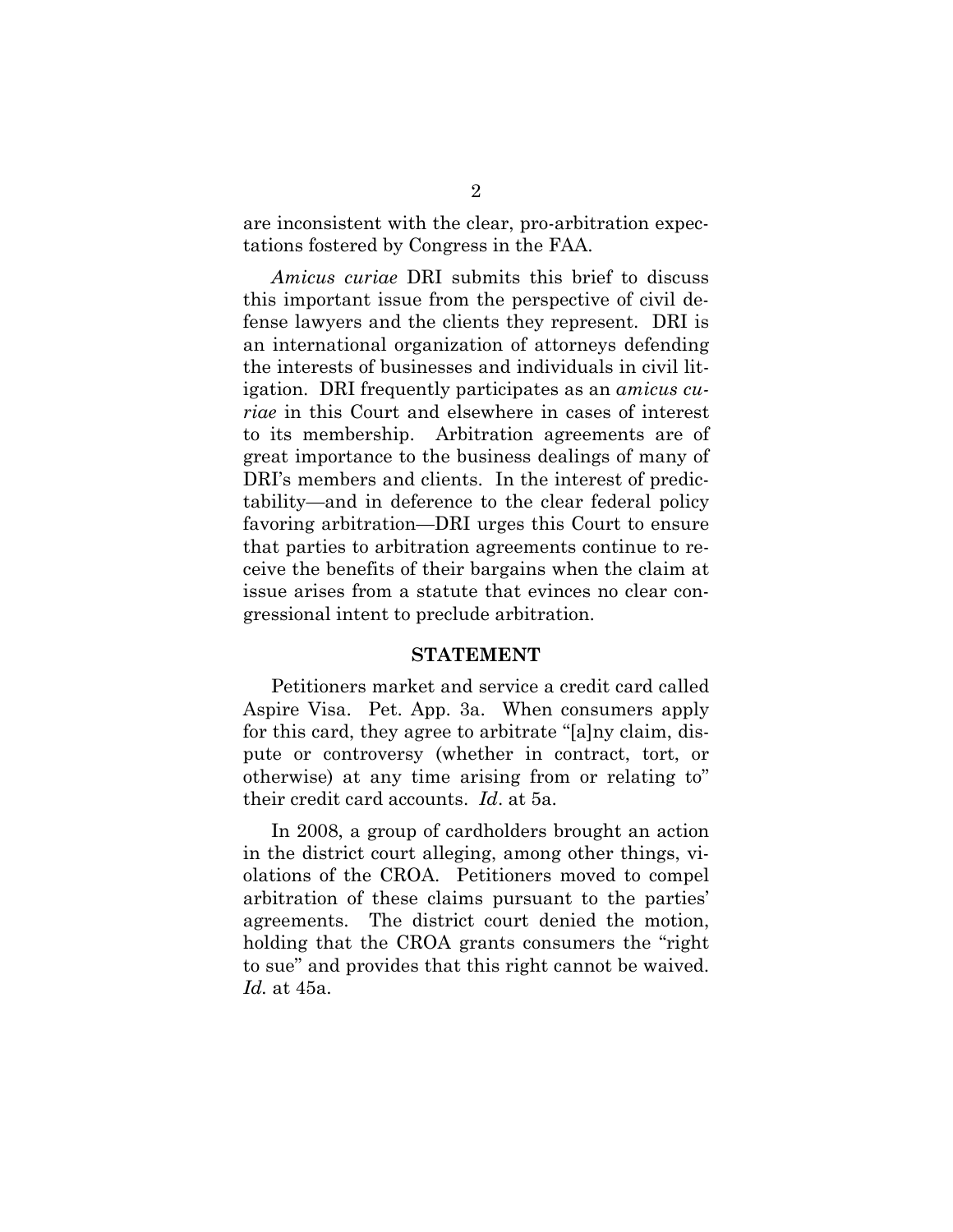are inconsistent with the clear, pro-arbitration expectations fostered by Congress in the FAA.

*Amicus curiae* DRI submits this brief to discuss this important issue from the perspective of civil defense lawyers and the clients they represent. DRI is an international organization of attorneys defending the interests of businesses and individuals in civil litigation. DRI frequently participates as an *amicus curiae* in this Court and elsewhere in cases of interest to its membership. Arbitration agreements are of great importance to the business dealings of many of DRI's members and clients. In the interest of predictability—and in deference to the clear federal policy favoring arbitration—DRI urges this Court to ensure that parties to arbitration agreements continue to receive the benefits of their bargains when the claim at issue arises from a statute that evinces no clear congressional intent to preclude arbitration.

## STATEMENT

Petitioners market and service a credit card called Aspire Visa. Pet. App. 3a. When consumers apply for this card, they agree to arbitrate "[a]ny claim, dispute or controversy (whether in contract, tort, or otherwise) at any time arising from or relating to" their credit card accounts. *Id*. at 5a.

In 2008, a group of cardholders brought an action in the district court alleging, among other things, violations of the CROA. Petitioners moved to compel arbitration of these claims pursuant to the parties' agreements. The district court denied the motion, holding that the CROA grants consumers the "right to sue" and provides that this right cannot be waived. *Id.* at 45a.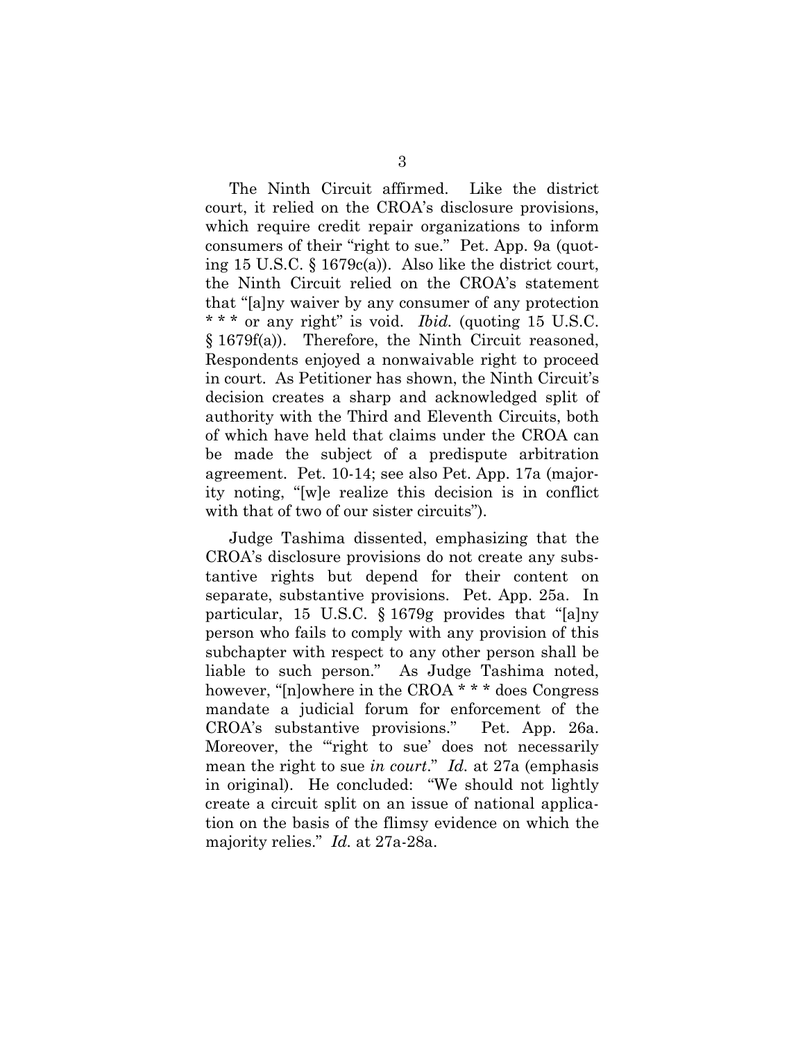The Ninth Circuit affirmed. Like the district court, it relied on the CROA's disclosure provisions, which require credit repair organizations to inform consumers of their "right to sue." Pet. App. 9a (quoting 15 U.S.C. § 1679c(a)). Also like the district court, the Ninth Circuit relied on the CROA's statement that "[a]ny waiver by any consumer of any protection * * * or any right" is void. *Ibid.* (quoting 15 U.S.C. § 1679f(a)). Therefore, the Ninth Circuit reasoned, Respondents enjoyed a nonwaivable right to proceed in court. As Petitioner has shown, the Ninth Circuit's decision creates a sharp and acknowledged split of authority with the Third and Eleventh Circuits, both of which have held that claims under the CROA can be made the subject of a predispute arbitration agreement. Pet. 10-14; see also Pet. App. 17a (majority noting, "[w]e realize this decision is in conflict with that of two of our sister circuits").

Judge Tashima dissented, emphasizing that the CROA's disclosure provisions do not create any substantive rights but depend for their content on separate, substantive provisions. Pet. App. 25a. In particular, 15 U.S.C. § 1679g provides that "[a]ny person who fails to comply with any provision of this subchapter with respect to any other person shall be liable to such person." As Judge Tashima noted, however, "[n]owhere in the CROA * * * does Congress mandate a judicial forum for enforcement of the CROA's substantive provisions." Pet. App. 26a. Moreover, the "'right to sue' does not necessarily mean the right to sue *in court*." *Id.* at 27a (emphasis in original). He concluded: "We should not lightly create a circuit split on an issue of national application on the basis of the flimsy evidence on which the majority relies." *Id.* at 27a-28a.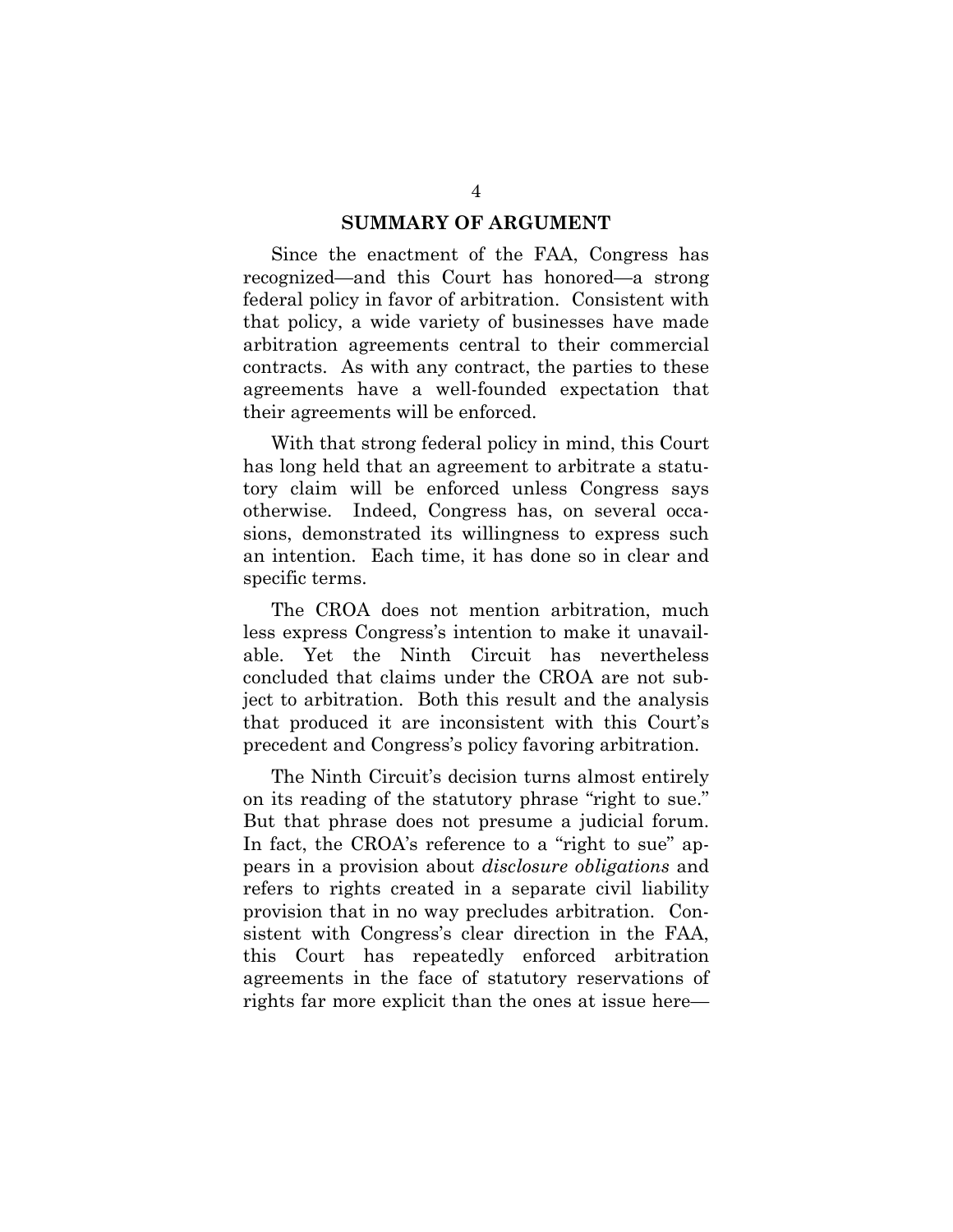## SUMMARY OF ARGUMENT

Since the enactment of the FAA, Congress has recognized—and this Court has honored—a strong federal policy in favor of arbitration. Consistent with that policy, a wide variety of businesses have made arbitration agreements central to their commercial contracts. As with any contract, the parties to these agreements have a well-founded expectation that their agreements will be enforced.

With that strong federal policy in mind, this Court has long held that an agreement to arbitrate a statutory claim will be enforced unless Congress says otherwise. Indeed, Congress has, on several occasions, demonstrated its willingness to express such an intention. Each time, it has done so in clear and specific terms.

The CROA does not mention arbitration, much less express Congress's intention to make it unavailable. Yet the Ninth Circuit has nevertheless concluded that claims under the CROA are not subject to arbitration. Both this result and the analysis that produced it are inconsistent with this Court's precedent and Congress's policy favoring arbitration.

The Ninth Circuit's decision turns almost entirely on its reading of the statutory phrase "right to sue." But that phrase does not presume a judicial forum. In fact, the CROA's reference to a "right to sue" appears in a provision about *disclosure obligations* and refers to rights created in a separate civil liability provision that in no way precludes arbitration. Consistent with Congress's clear direction in the FAA, this Court has repeatedly enforced arbitration agreements in the face of statutory reservations of rights far more explicit than the ones at issue here—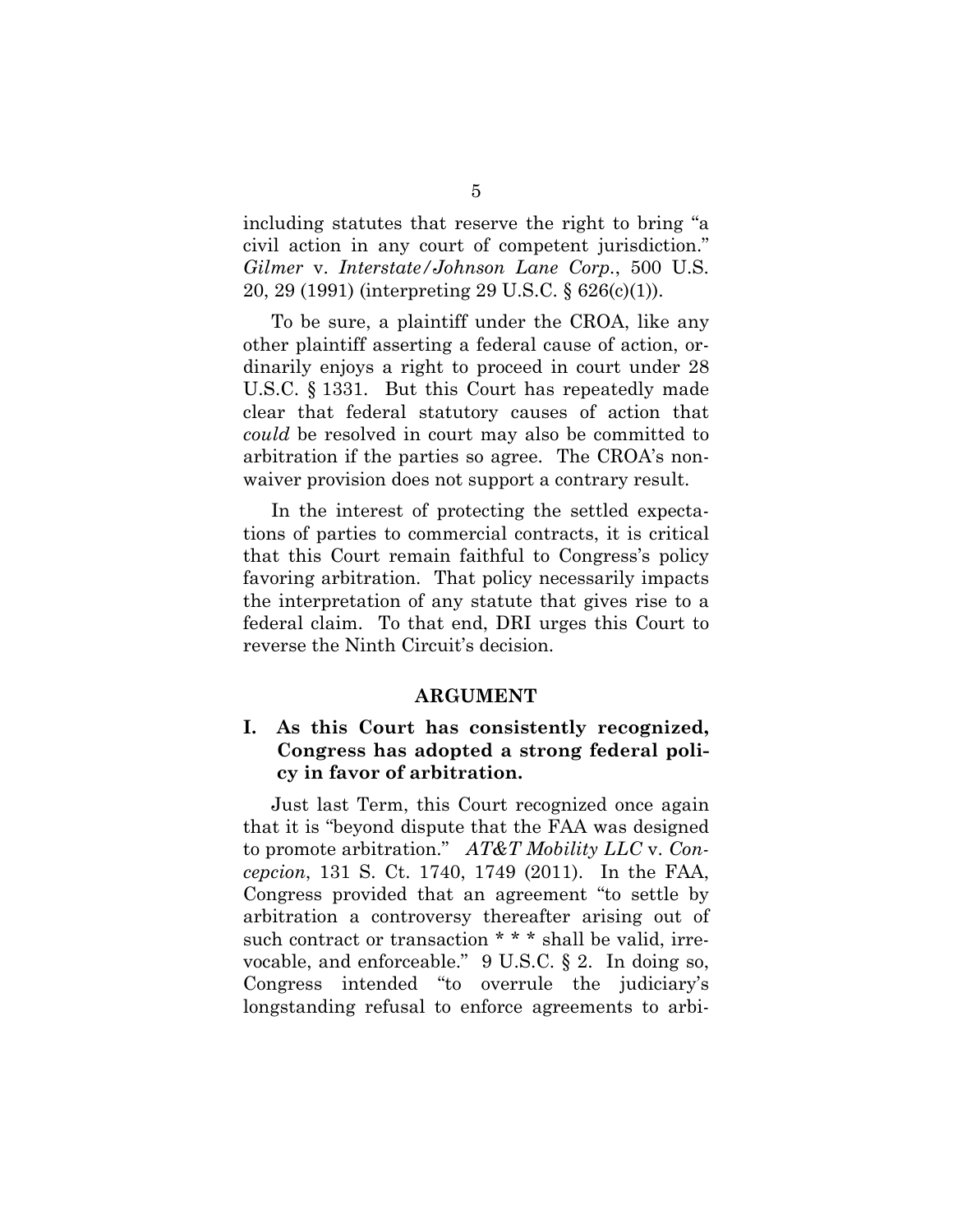including statutes that reserve the right to bring "a civil action in any court of competent jurisdiction." *Gilmer* v. *Interstate/Johnson Lane Corp.*, 500 U.S. 20, 29 (1991) (interpreting 29 U.S.C. § 626(c)(1)).

To be sure, a plaintiff under the CROA, like any other plaintiff asserting a federal cause of action, ordinarily enjoys a right to proceed in court under 28 U.S.C. § 1331. But this Court has repeatedly made clear that federal statutory causes of action that *could* be resolved in court may also be committed to arbitration if the parties so agree. The CROA's non-waiver provision does not support a contrary result.

In the interest of protecting the settled expectations of parties to commercial contracts, it is critical that this Court remain faithful to Congress's policy favoring arbitration. That policy necessarily impacts the interpretation of any statute that gives rise to a federal claim. To that end, DRI urges this Court to reverse the Ninth Circuit's decision.

## ARGUMENT

### I. As this Court has consistently recognized, Congress has adopted a strong federal policy in favor of arbitration.

Just last Term, this Court recognized once again that it is "beyond dispute that the FAA was designed to promote arbitration." *AT&T Mobility LLC* v. *Concepcion*, 131 S. Ct. 1740, 1749 (2011). In the FAA, Congress provided that an agreement "to settle by arbitration a controversy thereafter arising out of such contract or transaction * * * shall be valid, irrevocable, and enforceable." 9 U.S.C. § 2. In doing so, Congress intended "to overrule the judiciary's longstanding refusal to enforce agreements to arbi-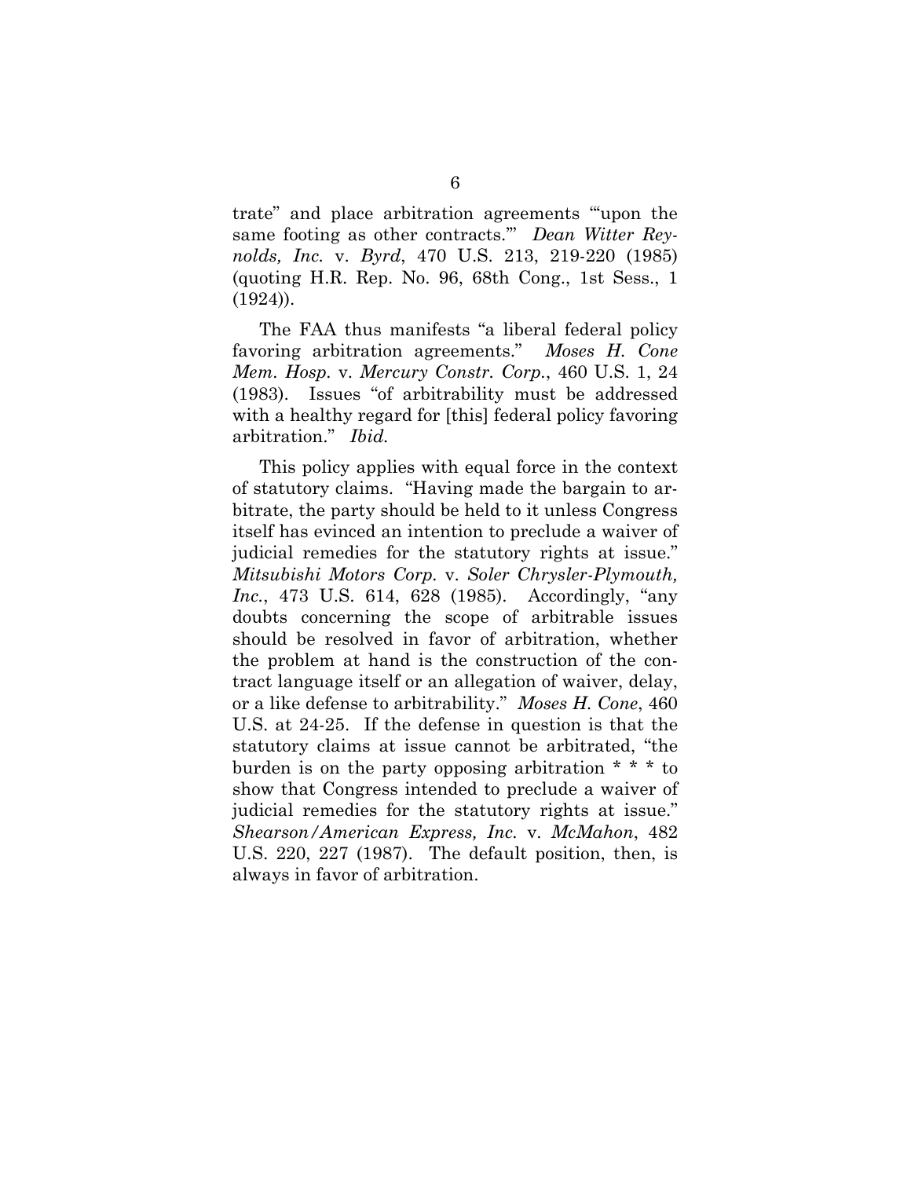trate" and place arbitration agreements "'upon the same footing as other contracts.'" *Dean Witter Reynolds, Inc.* v. *Byrd*, 470 U.S. 213, 219-220 (1985) (quoting H.R. Rep. No. 96, 68th Cong., 1st Sess., 1 (1924)).

The FAA thus manifests "a liberal federal policy favoring arbitration agreements." *Moses H. Cone Mem. Hosp.* v. *Mercury Constr. Corp.*, 460 U.S. 1, 24 (1983). Issues "of arbitrability must be addressed with a healthy regard for [this] federal policy favoring arbitration." *Ibid.*

This policy applies with equal force in the context of statutory claims. "Having made the bargain to arbitrate, the party should be held to it unless Congress itself has evinced an intention to preclude a waiver of judicial remedies for the statutory rights at issue." *Mitsubishi Motors Corp.* v. *Soler Chrysler-Plymouth, Inc.*, 473 U.S. 614, 628 (1985). Accordingly, "any doubts concerning the scope of arbitrable issues should be resolved in favor of arbitration, whether the problem at hand is the construction of the contract language itself or an allegation of waiver, delay, or a like defense to arbitrability." *Moses H. Cone*, 460 U.S. at 24-25. If the defense in question is that the statutory claims at issue cannot be arbitrated, "the burden is on the party opposing arbitration * * * to show that Congress intended to preclude a waiver of judicial remedies for the statutory rights at issue." *Shearson/American Express, Inc.* v. *McMahon*, 482 U.S. 220, 227 (1987). The default position, then, is always in favor of arbitration.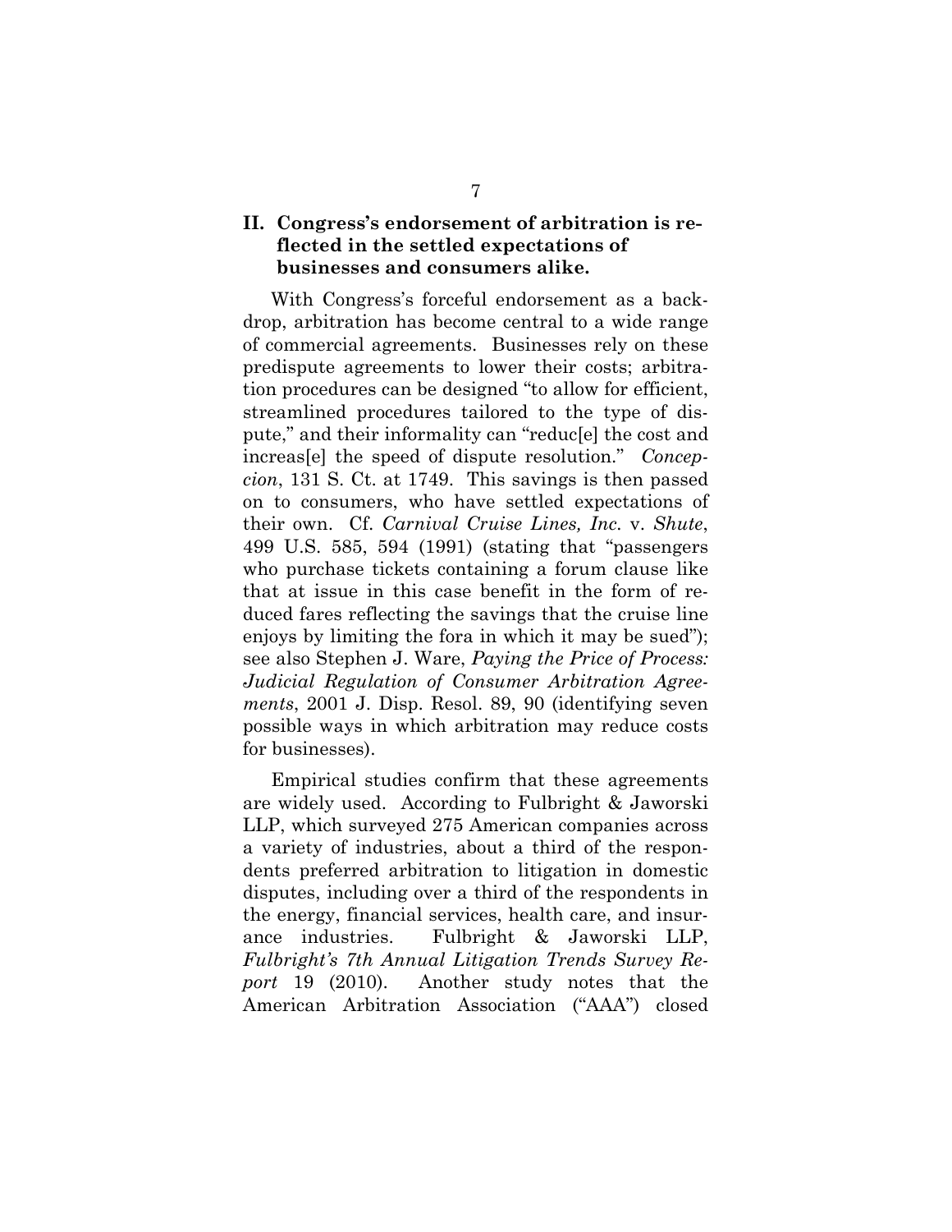## II. Congress's endorsement of arbitration is reflected in the settled expectations of businesses and consumers alike.

With Congress's forceful endorsement as a backdrop, arbitration has become central to a wide range of commercial agreements. Businesses rely on these predispute agreements to lower their costs; arbitration procedures can be designed "to allow for efficient, streamlined procedures tailored to the type of dispute," and their informality can "reduc[e] the cost and increas[e] the speed of dispute resolution." *Concepcion*, 131 S. Ct. at 1749. This savings is then passed on to consumers, who have settled expectations of their own. Cf. *Carnival Cruise Lines, Inc.* v. *Shute*, 499 U.S. 585, 594 (1991) (stating that "passengers who purchase tickets containing a forum clause like that at issue in this case benefit in the form of reduced fares reflecting the savings that the cruise line enjoys by limiting the fora in which it may be sued"); see also Stephen J. Ware, *Paying the Price of Process: Judicial Regulation of Consumer Arbitration Agreements*, 2001 J. Disp. Resol. 89, 90 (identifying seven possible ways in which arbitration may reduce costs for businesses).

Empirical studies confirm that these agreements are widely used. According to Fulbright & Jaworski LLP, which surveyed 275 American companies across a variety of industries, about a third of the respondents preferred arbitration to litigation in domestic disputes, including over a third of the respondents in the energy, financial services, health care, and insurance industries. Fulbright & Jaworski LLP, *Fulbright's 7th Annual Litigation Trends Survey Report* 19 (2010). Another study notes that the American Arbitration Association ("AAA") closed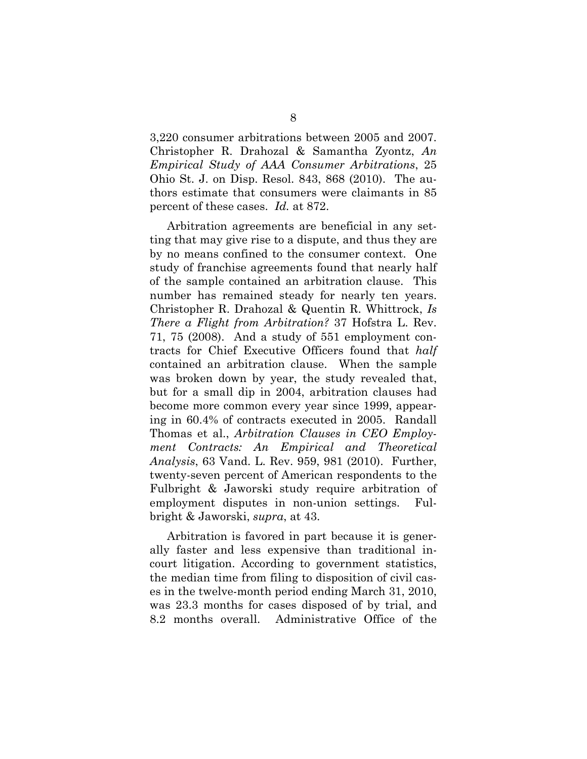3,220 consumer arbitrations between 2005 and 2007. Christopher R. Drahozal & Samantha Zyontz, *An Empirical Study of AAA Consumer Arbitrations*, 25 Ohio St. J. on Disp. Resol. 843, 868 (2010). The authors estimate that consumers were claimants in 85 percent of these cases. *Id.* at 872.

Arbitration agreements are beneficial in any setting that may give rise to a dispute, and thus they are by no means confined to the consumer context. One study of franchise agreements found that nearly half of the sample contained an arbitration clause. This number has remained steady for nearly ten years. Christopher R. Drahozal & Quentin R. Whittrock, *Is There a Flight from Arbitration?* 37 Hofstra L. Rev. 71, 75 (2008). And a study of 551 employment contracts for Chief Executive Officers found that *half* contained an arbitration clause. When the sample was broken down by year, the study revealed that, but for a small dip in 2004, arbitration clauses had become more common every year since 1999, appearing in 60.4% of contracts executed in 2005. Randall Thomas et al., *Arbitration Clauses in CEO Employment Contracts: An Empirical and Theoretical Analysis*, 63 Vand. L. Rev. 959, 981 (2010). Further, twenty-seven percent of American respondents to the Fulbright & Jaworski study require arbitration of employment disputes in non-union settings. Fulbright & Jaworski, *supra*, at 43.

Arbitration is favored in part because it is generally faster and less expensive than traditional in-court litigation. According to government statistics, the median time from filing to disposition of civil cases in the twelve-month period ending March 31, 2010, was 23.3 months for cases disposed of by trial, and 8.2 months overall. Administrative Office of the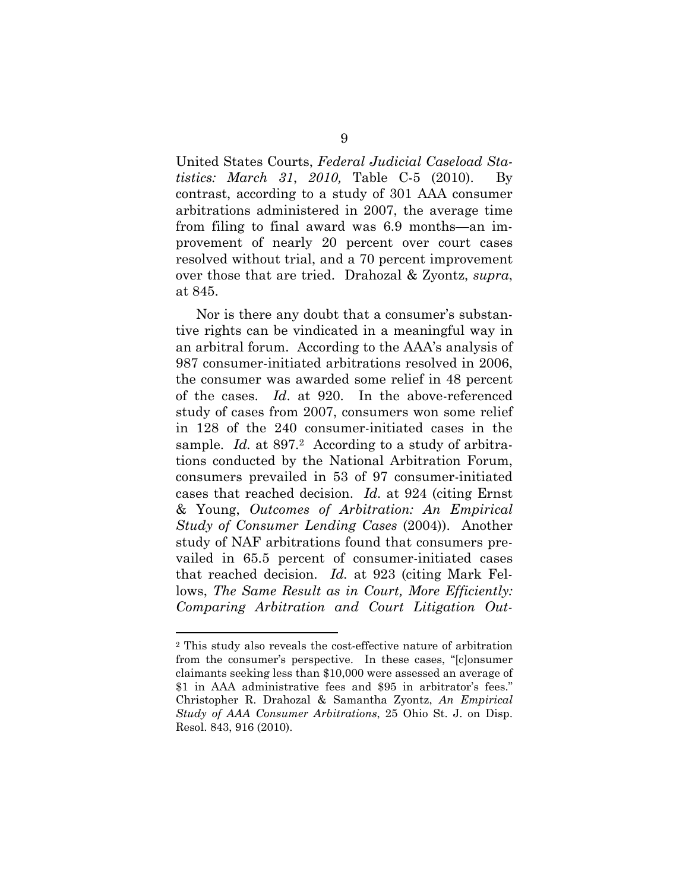United States Courts, *Federal Judicial Caseload Statistics: March 31, 2010,* Table C-5 (2010). By contrast, according to a study of 301 AAA consumer arbitrations administered in 2007, the average time from filing to final award was 6.9 months—an improvement of nearly 20 percent over court cases resolved without trial, and a 70 percent improvement over those that are tried. Drahozal & Zyontz, *supra*, at 845.

Nor is there any doubt that a consumer's substantive rights can be vindicated in a meaningful way in an arbitral forum. According to the AAA's analysis of 987 consumer-initiated arbitrations resolved in 2006, the consumer was awarded some relief in 48 percent of the cases. *Id*. at 920. In the above-referenced study of cases from 2007, consumers won some relief in 128 of the 240 consumer-initiated cases in the sample. *Id.* at 897.[2] According to a study of arbitrations conducted by the National Arbitration Forum, consumers prevailed in 53 of 97 consumer-initiated cases that reached decision. *Id.* at 924 (citing Ernst & Young, *Outcomes of Arbitration: An Empirical Study of Consumer Lending Cases* (2004)). Another study of NAF arbitrations found that consumers prevailed in 65.5 percent of consumer-initiated cases that reached decision. *Id.* at 923 (citing Mark Fellows, *The Same Result as in Court, More Efficiently: Comparing Arbitration and Court Litigation Out-*

---

[2] This study also reveals the cost-effective nature of arbitration from the consumer's perspective. In these cases, "[c]onsumer claimants seeking less than $10,000 were assessed an average of $1 in AAA administrative fees and $95 in arbitrator's fees." Christopher R. Drahozal & Samantha Zyontz, *An Empirical Study of AAA Consumer Arbitrations*, 25 Ohio St. J. on Disp. Resol. 843, 916 (2010).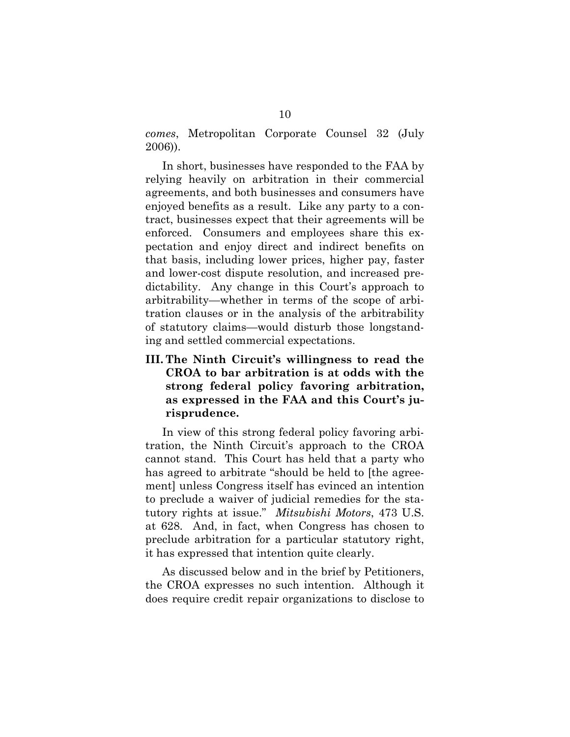*comes*, Metropolitan Corporate Counsel 32 (July 2006)).

In short, businesses have responded to the FAA by relying heavily on arbitration in their commercial agreements, and both businesses and consumers have enjoyed benefits as a result. Like any party to a contract, businesses expect that their agreements will be enforced. Consumers and employees share this expectation and enjoy direct and indirect benefits on that basis, including lower prices, higher pay, faster and lower-cost dispute resolution, and increased predictability. Any change in this Court's approach to arbitrability—whether in terms of the scope of arbitration clauses or in the analysis of the arbitrability of statutory claims—would disturb those longstanding and settled commercial expectations.

### III. The Ninth Circuit's willingness to read the CROA to bar arbitration is at odds with the strong federal policy favoring arbitration, as expressed in the FAA and this Court's jurisprudence.

In view of this strong federal policy favoring arbitration, the Ninth Circuit's approach to the CROA cannot stand. This Court has held that a party who has agreed to arbitrate "should be held to [the agreement] unless Congress itself has evinced an intention to preclude a waiver of judicial remedies for the statutory rights at issue." *Mitsubishi Motors*, 473 U.S. at 628. And, in fact, when Congress has chosen to preclude arbitration for a particular statutory right, it has expressed that intention quite clearly.

As discussed below and in the brief by Petitioners, the CROA expresses no such intention. Although it does require credit repair organizations to disclose to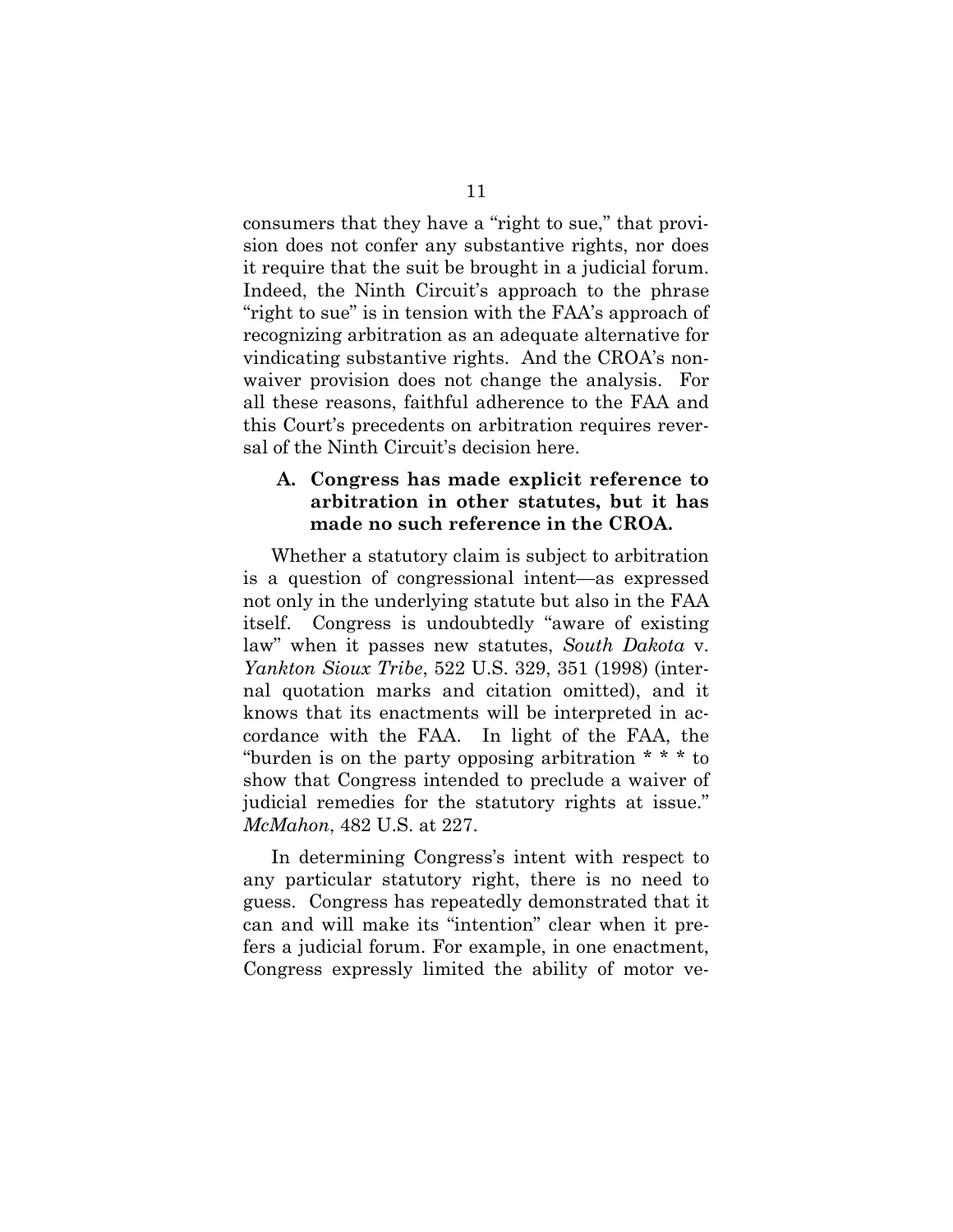consumers that they have a "right to sue," that provision does not confer any substantive rights, nor does it require that the suit be brought in a judicial forum. Indeed, the Ninth Circuit's approach to the phrase "right to sue" is in tension with the FAA's approach of recognizing arbitration as an adequate alternative for vindicating substantive rights. And the CROA's nonwaiver provision does not change the analysis. For all these reasons, faithful adherence to the FAA and this Court's precedents on arbitration requires reversal of the Ninth Circuit's decision here.

### A. Congress has made explicit reference to arbitration in other statutes, but it has made no such reference in the CROA.

Whether a statutory claim is subject to arbitration is a question of congressional intent—as expressed not only in the underlying statute but also in the FAA itself. Congress is undoubtedly "aware of existing law" when it passes new statutes, *South Dakota* v. *Yankton Sioux Tribe*, 522 U.S. 329, 351 (1998) (internal quotation marks and citation omitted), and it knows that its enactments will be interpreted in accordance with the FAA. In light of the FAA, the "burden is on the party opposing arbitration * * * to show that Congress intended to preclude a waiver of judicial remedies for the statutory rights at issue." *McMahon*, 482 U.S. at 227.

In determining Congress's intent with respect to any particular statutory right, there is no need to guess. Congress has repeatedly demonstrated that it can and will make its "intention" clear when it prefers a judicial forum. For example, in one enactment, Congress expressly limited the ability of motor ve-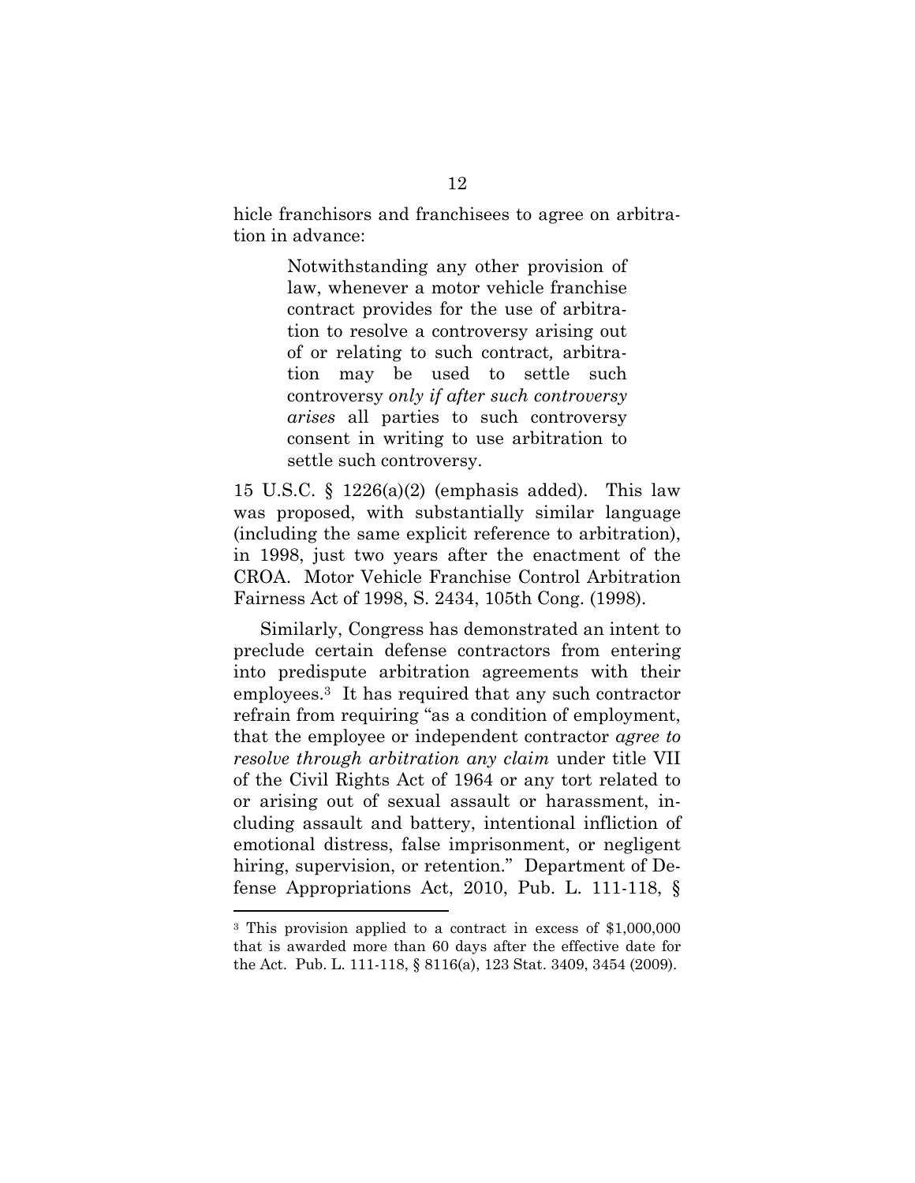hicle franchisors and franchisees to agree on arbitration in advance:

> Notwithstanding any other provision of law, whenever a motor vehicle franchise contract provides for the use of arbitration to resolve a controversy arising out of or relating to such contract, arbitration may be used to settle such controversy *only if after such controversy arises* all parties to such controversy consent in writing to use arbitration to settle such controversy.

15 U.S.C. § 1226(a)(2) (emphasis added). This law was proposed, with substantially similar language (including the same explicit reference to arbitration), in 1998, just two years after the enactment of the CROA. Motor Vehicle Franchise Control Arbitration Fairness Act of 1998, S. 2434, 105th Cong. (1998).

Similarly, Congress has demonstrated an intent to preclude certain defense contractors from entering into predispute arbitration agreements with their employees.[3] It has required that any such contractor refrain from requiring "as a condition of employment, that the employee or independent contractor *agree to resolve through arbitration any claim* under title VII of the Civil Rights Act of 1964 or any tort related to or arising out of sexual assault or harassment, including assault and battery, intentional infliction of emotional distress, false imprisonment, or negligent hiring, supervision, or retention." Department of Defense Appropriations Act, 2010, Pub. L. 111-118, §

---

[3] This provision applied to a contract in excess of $1,000,000 that is awarded more than 60 days after the effective date for the Act. Pub. L. 111-118, § 8116(a), 123 Stat. 3409, 3454 (2009).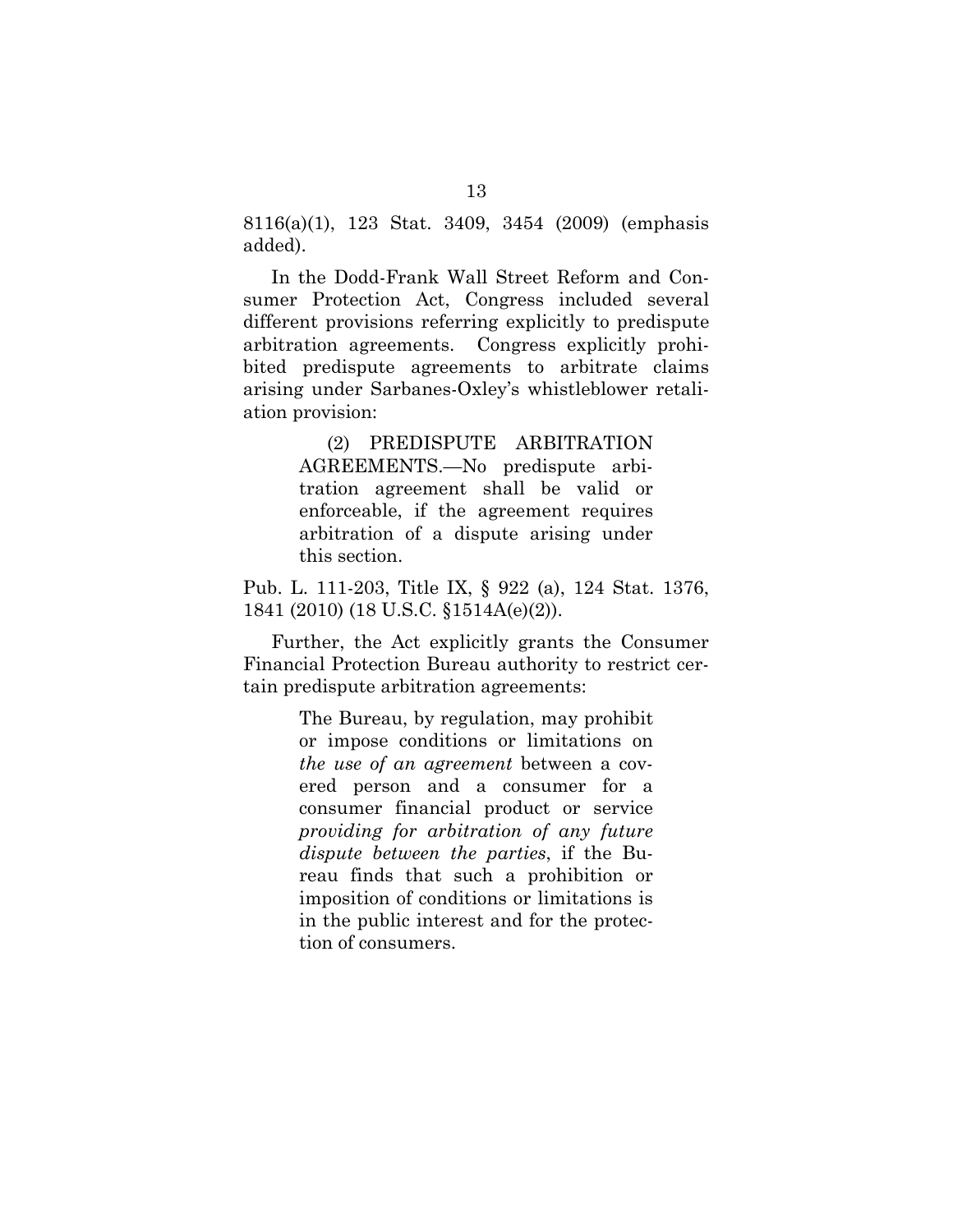8116(a)(1), 123 Stat. 3409, 3454 (2009) (emphasis added).

In the Dodd-Frank Wall Street Reform and Consumer Protection Act, Congress included several different provisions referring explicitly to predispute arbitration agreements. Congress explicitly prohibited predispute agreements to arbitrate claims arising under Sarbanes-Oxley's whistleblower retaliation provision:

> (2) PREDISPUTE ARBITRATION AGREEMENTS.—No predispute arbitration agreement shall be valid or enforceable, if the agreement requires arbitration of a dispute arising under this section.

Pub. L. 111-203, Title IX, § 922 (a), 124 Stat. 1376, 1841 (2010) (18 U.S.C. §1514A(e)(2)).

Further, the Act explicitly grants the Consumer Financial Protection Bureau authority to restrict certain predispute arbitration agreements:

> The Bureau, by regulation, may prohibit or impose conditions or limitations on *the use of an agreement* between a covered person and a consumer for a consumer financial product or service *providing for arbitration of any future dispute between the parties*, if the Bureau finds that such a prohibition or imposition of conditions or limitations is in the public interest and for the protection of consumers.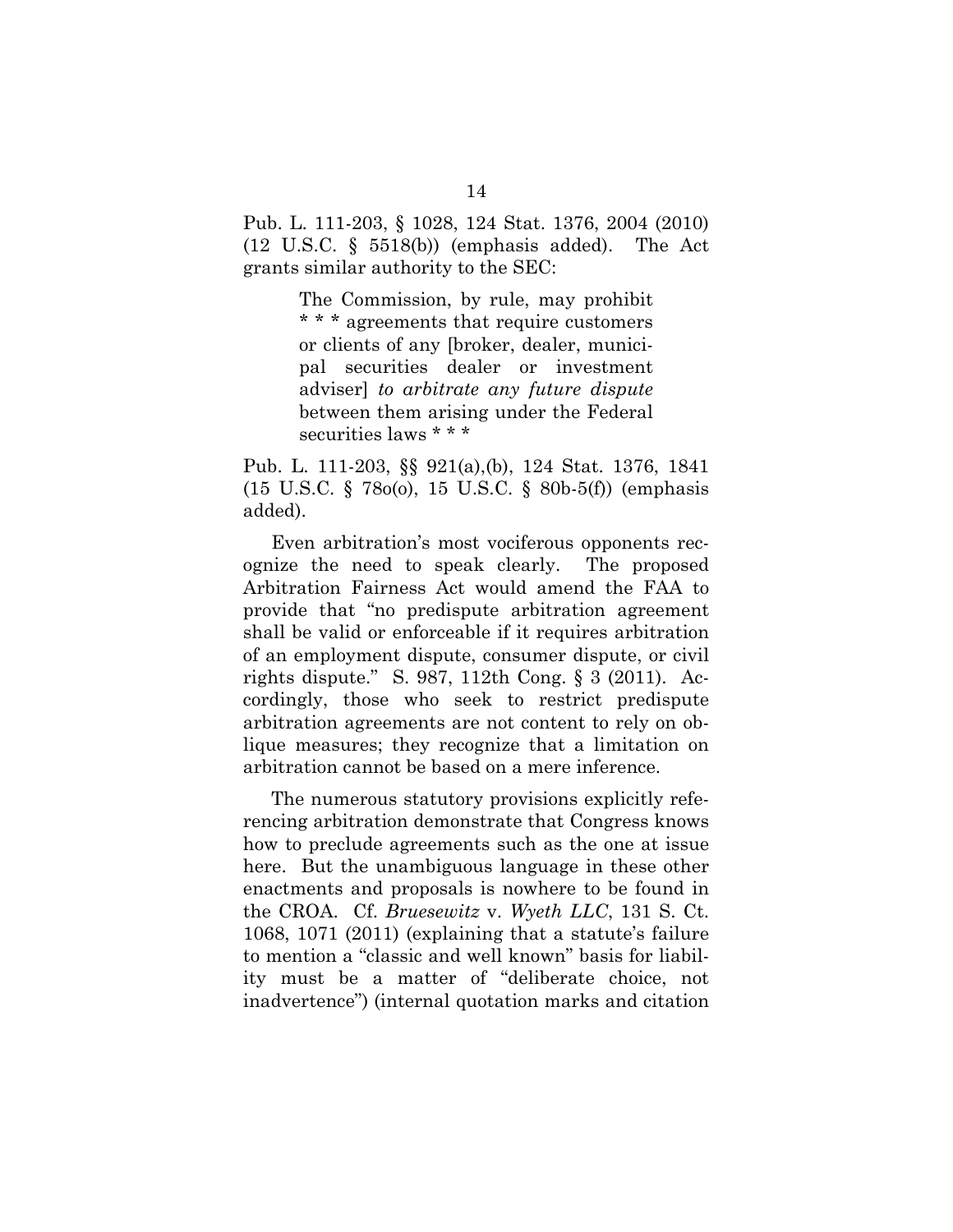Pub. L. 111-203, § 1028, 124 Stat. 1376, 2004 (2010) (12 U.S.C. § 5518(b)) (emphasis added). The Act grants similar authority to the SEC:

> The Commission, by rule, may prohibit * * * agreements that require customers or clients of any [broker, dealer, municipal securities dealer or investment adviser] *to arbitrate any future dispute* between them arising under the Federal securities laws * * *

Pub. L. 111-203, §§ 921(a),(b), 124 Stat. 1376, 1841 (15 U.S.C. § 78o(o), 15 U.S.C. § 80b-5(f)) (emphasis added).

Even arbitration's most vociferous opponents recognize the need to speak clearly. The proposed Arbitration Fairness Act would amend the FAA to provide that "no predispute arbitration agreement shall be valid or enforceable if it requires arbitration of an employment dispute, consumer dispute, or civil rights dispute." S. 987, 112th Cong. § 3 (2011). Accordingly, those who seek to restrict predispute arbitration agreements are not content to rely on oblique measures; they recognize that a limitation on arbitration cannot be based on a mere inference.

The numerous statutory provisions explicitly referencing arbitration demonstrate that Congress knows how to preclude agreements such as the one at issue here. But the unambiguous language in these other enactments and proposals is nowhere to be found in the CROA. Cf. *Bruesewitz* v. *Wyeth LLC*, 131 S. Ct. 1068, 1071 (2011) (explaining that a statute's failure to mention a "classic and well known" basis for liability must be a matter of "deliberate choice, not inadvertence") (internal quotation marks and citation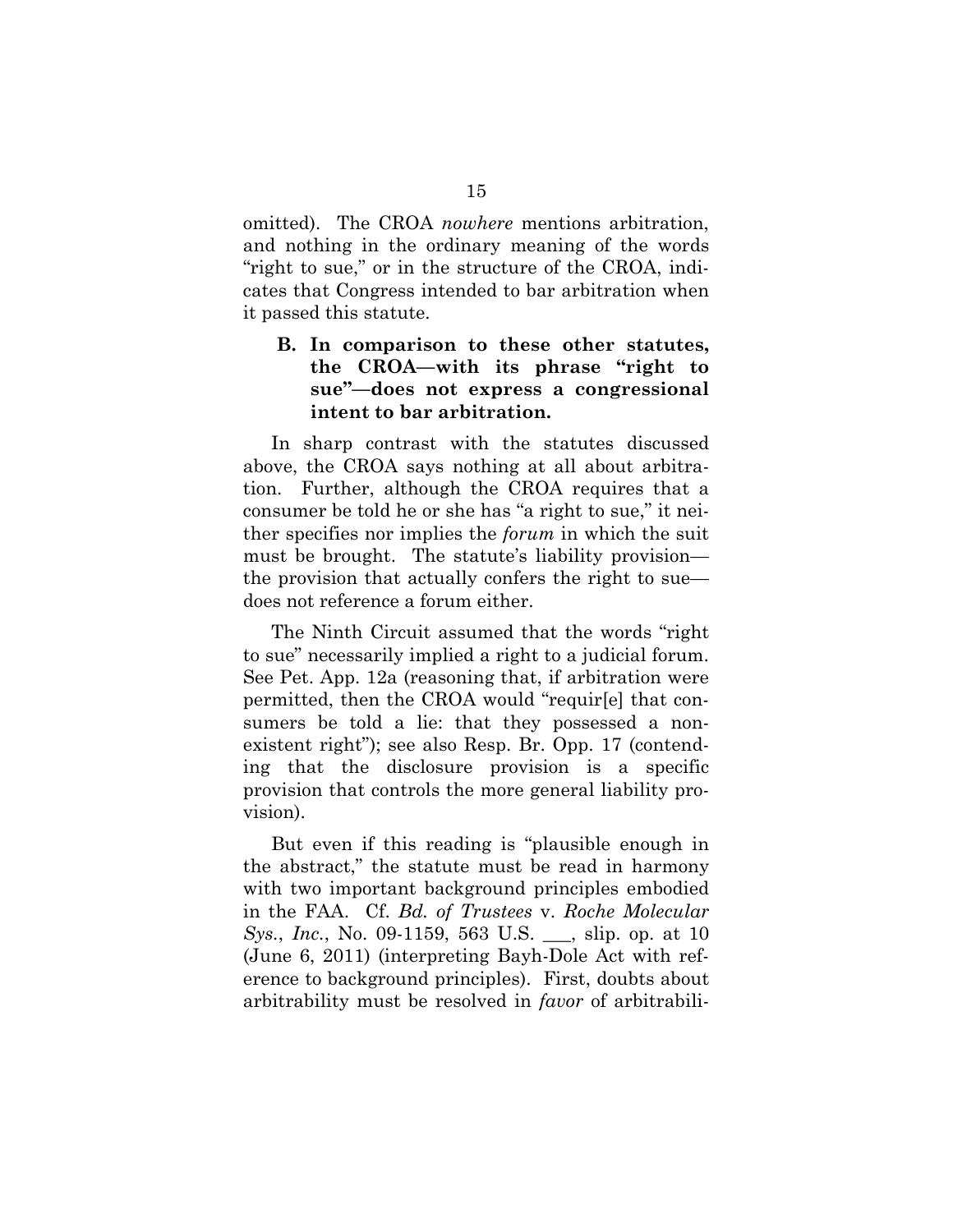omitted). The CROA *nowhere* mentions arbitration, and nothing in the ordinary meaning of the words "right to sue," or in the structure of the CROA, indicates that Congress intended to bar arbitration when it passed this statute.

### B. In comparison to these other statutes, the CROA—with its phrase "right to sue"—does not express a congressional intent to bar arbitration.

In sharp contrast with the statutes discussed above, the CROA says nothing at all about arbitration. Further, although the CROA requires that a consumer be told he or she has "a right to sue," it neither specifies nor implies the *forum* in which the suit must be brought. The statute's liability provision—the provision that actually confers the right to sue—does not reference a forum either.

The Ninth Circuit assumed that the words "right to sue" necessarily implied a right to a judicial forum. See Pet. App. 12a (reasoning that, if arbitration were permitted, then the CROA would "requir[e] that consumers be told a lie: that they possessed a non-existent right"); see also Resp. Br. Opp. 17 (contending that the disclosure provision is a specific provision that controls the more general liability provision).

But even if this reading is "plausible enough in the abstract," the statute must be read in harmony with two important background principles embodied in the FAA. Cf. *Bd. of Trustees* v. *Roche Molecular Sys.*, *Inc.*, No. 09-1159, 563 U.S. ___, slip. op. at 10 (June 6, 2011) (interpreting Bayh-Dole Act with reference to background principles). First, doubts about arbitrability must be resolved in *favor* of arbitrabili-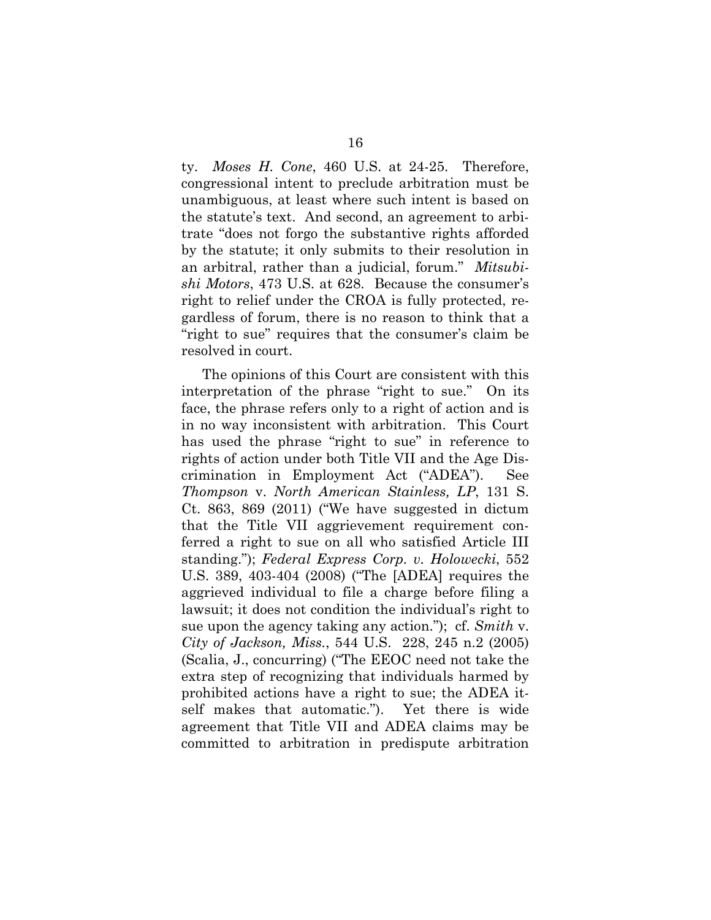ty. *Moses H. Cone*, 460 U.S. at 24-25. Therefore, congressional intent to preclude arbitration must be unambiguous, at least where such intent is based on the statute's text. And second, an agreement to arbitrate "does not forgo the substantive rights afforded by the statute; it only submits to their resolution in an arbitral, rather than a judicial, forum." *Mitsubishi Motors*, 473 U.S. at 628. Because the consumer's right to relief under the CROA is fully protected, regardless of forum, there is no reason to think that a "right to sue" requires that the consumer's claim be resolved in court.

The opinions of this Court are consistent with this interpretation of the phrase "right to sue." On its face, the phrase refers only to a right of action and is in no way inconsistent with arbitration. This Court has used the phrase "right to sue" in reference to rights of action under both Title VII and the Age Discrimination in Employment Act ("ADEA"). See *Thompson* v. *North American Stainless, LP*, 131 S. Ct. 863, 869 (2011) ("We have suggested in dictum that the Title VII aggrievement requirement conferred a right to sue on all who satisfied Article III standing."); *Federal Express Corp. v. Holowecki*, 552 U.S. 389, 403-404 (2008) ("The [ADEA] requires the aggrieved individual to file a charge before filing a lawsuit; it does not condition the individual's right to sue upon the agency taking any action."); cf. *Smith* v. *City of Jackson, Miss.*, 544 U.S. 228, 245 n.2 (2005) (Scalia, J., concurring) ("The EEOC need not take the extra step of recognizing that individuals harmed by prohibited actions have a right to sue; the ADEA itself makes that automatic."). Yet there is wide agreement that Title VII and ADEA claims may be committed to arbitration in predispute arbitration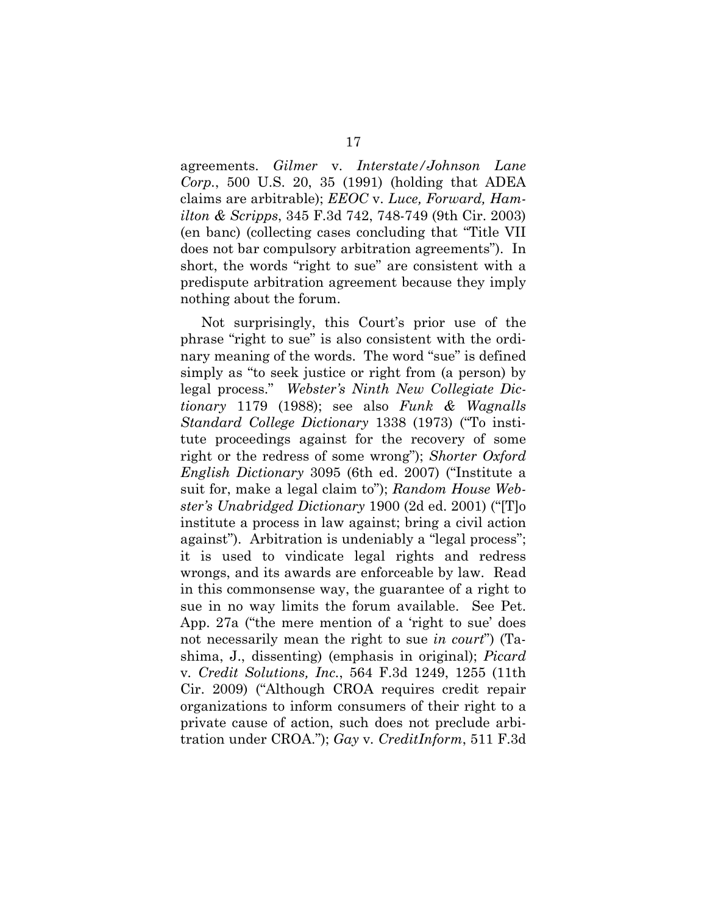agreements. *Gilmer* v. *Interstate/Johnson Lane Corp.*, 500 U.S. 20, 35 (1991) (holding that ADEA claims are arbitrable); *EEOC* v. *Luce, Forward, Hamilton & Scripps*, 345 F.3d 742, 748-749 (9th Cir. 2003) (en banc) (collecting cases concluding that "Title VII does not bar compulsory arbitration agreements"). In short, the words "right to sue" are consistent with a predispute arbitration agreement because they imply nothing about the forum.

Not surprisingly, this Court's prior use of the phrase "right to sue" is also consistent with the ordinary meaning of the words. The word "sue" is defined simply as "to seek justice or right from (a person) by legal process." *Webster's Ninth New Collegiate Dictionary* 1179 (1988); see also *Funk & Wagnalls Standard College Dictionary* 1338 (1973) ("To institute proceedings against for the recovery of some right or the redress of some wrong"); *Shorter Oxford English Dictionary* 3095 (6th ed. 2007) ("Institute a suit for, make a legal claim to"); *Random House Webster's Unabridged Dictionary* 1900 (2d ed. 2001) ("[T]o institute a process in law against; bring a civil action against"). Arbitration is undeniably a "legal process"; it is used to vindicate legal rights and redress wrongs, and its awards are enforceable by law. Read in this commonsense way, the guarantee of a right to sue in no way limits the forum available. See Pet. App. 27a ("the mere mention of a 'right to sue' does not necessarily mean the right to sue *in court*") (Tashima, J., dissenting) (emphasis in original); *Picard* v. *Credit Solutions, Inc.*, 564 F.3d 1249, 1255 (11th Cir. 2009) ("Although CROA requires credit repair organizations to inform consumers of their right to a private cause of action, such does not preclude arbitration under CROA."); *Gay* v. *CreditInform*, 511 F.3d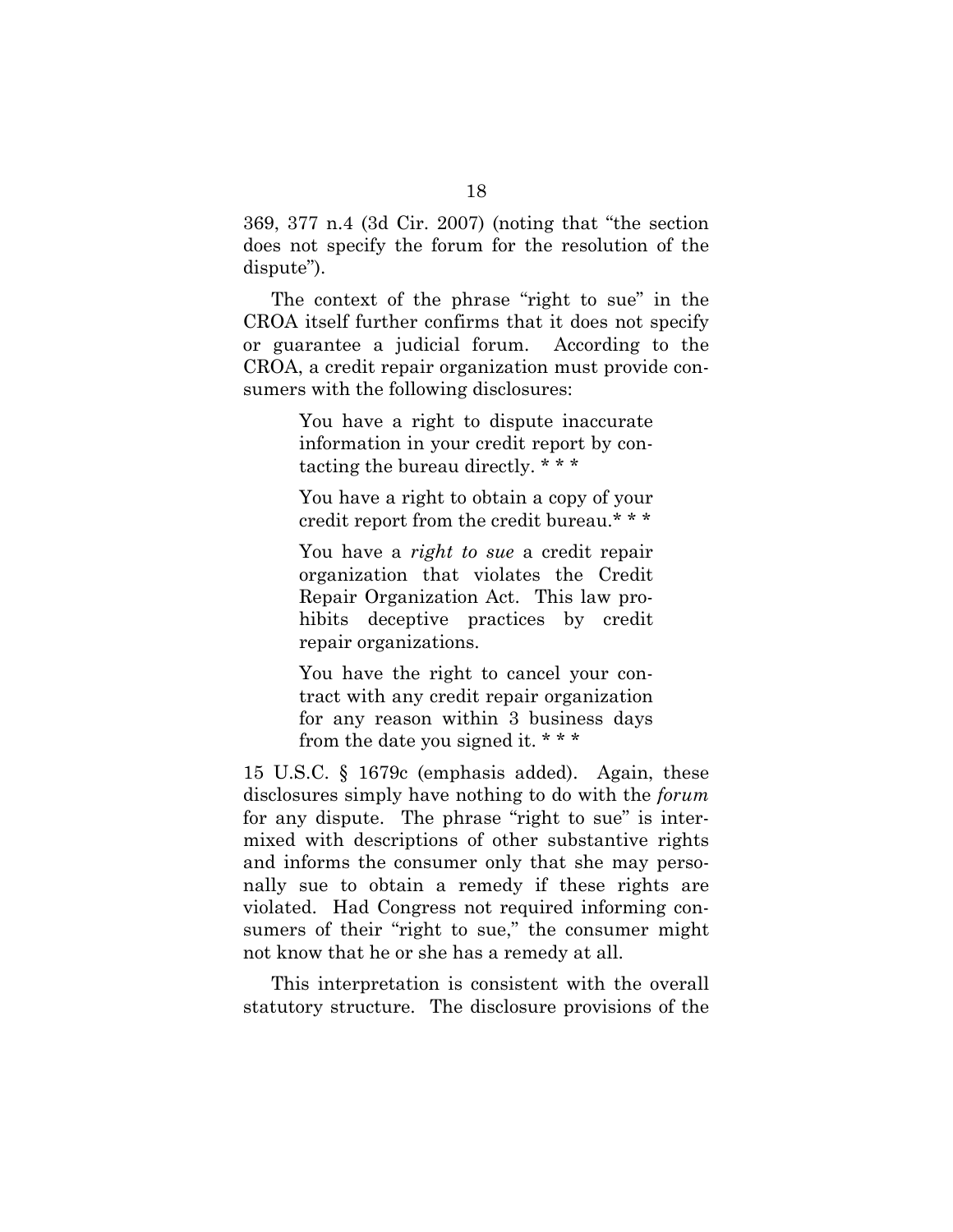369, 377 n.4 (3d Cir. 2007) (noting that "the section does not specify the forum for the resolution of the dispute").

The context of the phrase "right to sue" in the CROA itself further confirms that it does not specify or guarantee a judicial forum. According to the CROA, a credit repair organization must provide consumers with the following disclosures:

> You have a right to dispute inaccurate information in your credit report by contacting the bureau directly. * * *
>
> You have a right to obtain a copy of your credit report from the credit bureau.* * *
>
> You have a *right to sue* a credit repair organization that violates the Credit Repair Organization Act. This law prohibits deceptive practices by credit repair organizations.
>
> You have the right to cancel your contract with any credit repair organization for any reason within 3 business days from the date you signed it. * * *

15 U.S.C. § 1679c (emphasis added). Again, these disclosures simply have nothing to do with the *forum* for any dispute. The phrase "right to sue" is intermixed with descriptions of other substantive rights and informs the consumer only that she may personally sue to obtain a remedy if these rights are violated. Had Congress not required informing consumers of their "right to sue," the consumer might not know that he or she has a remedy at all.

This interpretation is consistent with the overall statutory structure. The disclosure provisions of the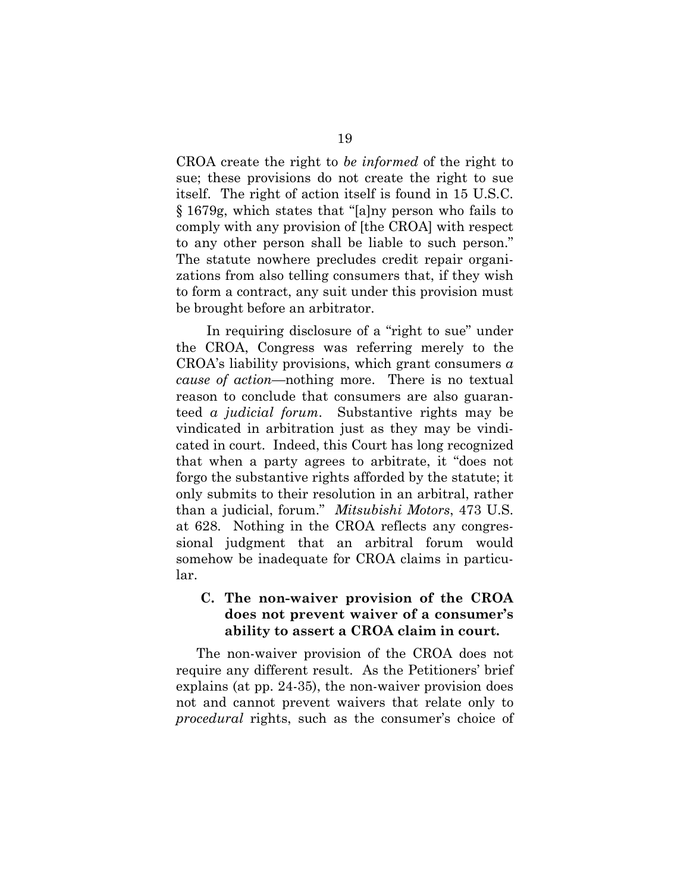CROA create the right to *be informed* of the right to sue; these provisions do not create the right to sue itself. The right of action itself is found in 15 U.S.C. § 1679g, which states that "[a]ny person who fails to comply with any provision of [the CROA] with respect to any other person shall be liable to such person." The statute nowhere precludes credit repair organizations from also telling consumers that, if they wish to form a contract, any suit under this provision must be brought before an arbitrator.

In requiring disclosure of a "right to sue" under the CROA, Congress was referring merely to the CROA's liability provisions, which grant consumers *a cause of action*—nothing more. There is no textual reason to conclude that consumers are also guaranteed *a judicial forum*. Substantive rights may be vindicated in arbitration just as they may be vindicated in court. Indeed, this Court has long recognized that when a party agrees to arbitrate, it "does not forgo the substantive rights afforded by the statute; it only submits to their resolution in an arbitral, rather than a judicial, forum." *Mitsubishi Motors*, 473 U.S. at 628. Nothing in the CROA reflects any congressional judgment that an arbitral forum would somehow be inadequate for CROA claims in particular.

### C. The non-waiver provision of the CROA does not prevent waiver of a consumer's ability to assert a CROA claim in court.

The non-waiver provision of the CROA does not require any different result. As the Petitioners' brief explains (at pp. 24-35), the non-waiver provision does not and cannot prevent waivers that relate only to *procedural* rights, such as the consumer's choice of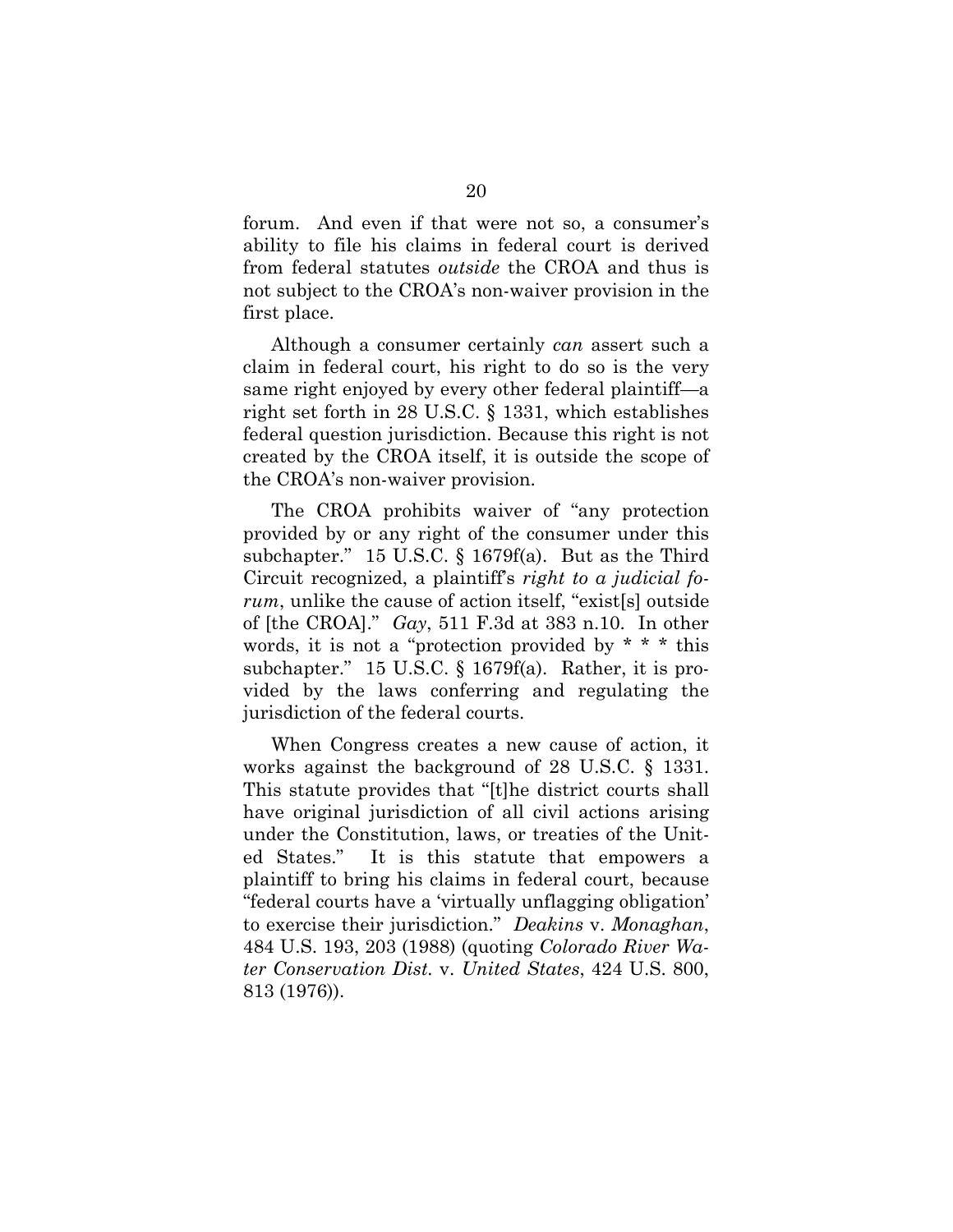forum. And even if that were not so, a consumer's ability to file his claims in federal court is derived from federal statutes *outside* the CROA and thus is not subject to the CROA's non-waiver provision in the first place.

Although a consumer certainly *can* assert such a claim in federal court, his right to do so is the very same right enjoyed by every other federal plaintiff—a right set forth in 28 U.S.C. § 1331, which establishes federal question jurisdiction. Because this right is not created by the CROA itself, it is outside the scope of the CROA's non-waiver provision.

The CROA prohibits waiver of "any protection provided by or any right of the consumer under this subchapter." 15 U.S.C. § 1679f(a). But as the Third Circuit recognized, a plaintiff's *right to a judicial forum*, unlike the cause of action itself, "exist[s] outside of [the CROA]." *Gay*, 511 F.3d at 383 n.10. In other words, it is not a "protection provided by * * * this subchapter." 15 U.S.C. § 1679f(a). Rather, it is provided by the laws conferring and regulating the jurisdiction of the federal courts.

When Congress creates a new cause of action, it works against the background of 28 U.S.C. § 1331. This statute provides that "[t]he district courts shall have original jurisdiction of all civil actions arising under the Constitution, laws, or treaties of the United States." It is this statute that empowers a plaintiff to bring his claims in federal court, because "federal courts have a 'virtually unflagging obligation' to exercise their jurisdiction." *Deakins* v. *Monaghan*, 484 U.S. 193, 203 (1988) (quoting *Colorado River Water Conservation Dist.* v. *United States*, 424 U.S. 800, 813 (1976)).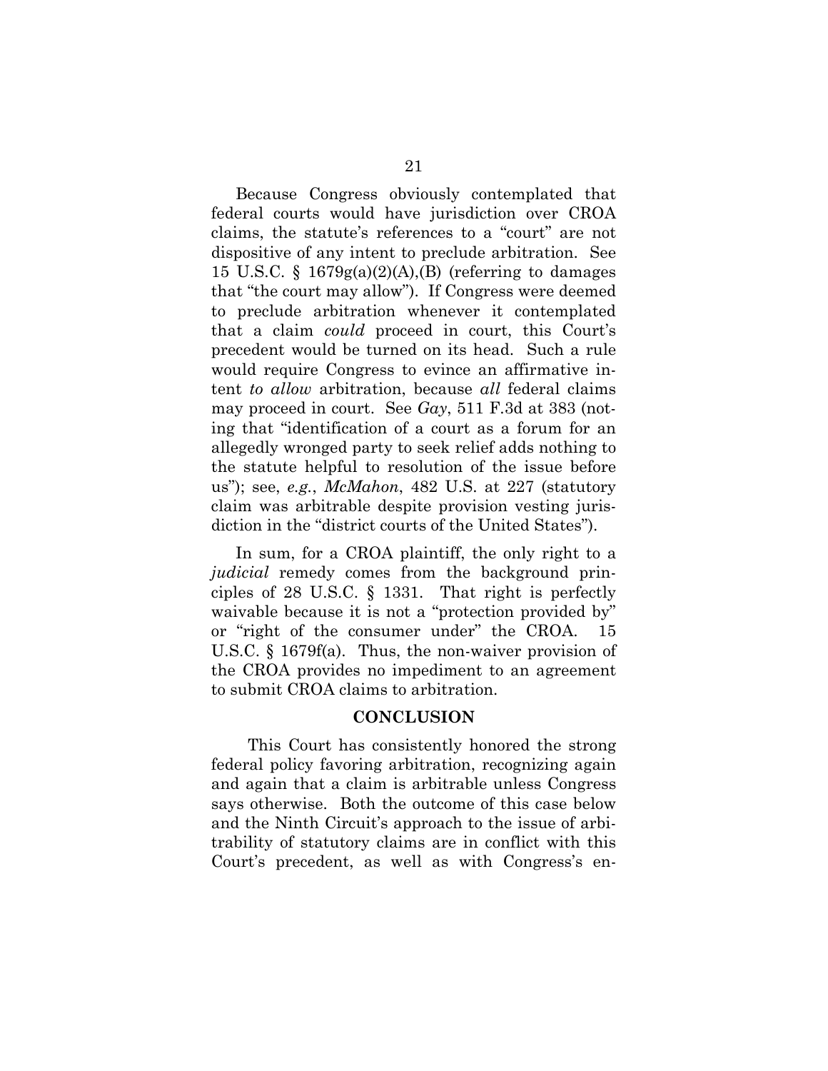Because Congress obviously contemplated that federal courts would have jurisdiction over CROA claims, the statute's references to a "court" are not dispositive of any intent to preclude arbitration. See 15 U.S.C. § 1679g(a)(2)(A),(B) (referring to damages that "the court may allow"). If Congress were deemed to preclude arbitration whenever it contemplated that a claim *could* proceed in court, this Court's precedent would be turned on its head. Such a rule would require Congress to evince an affirmative intent *to allow* arbitration, because *all* federal claims may proceed in court. See *Gay*, 511 F.3d at 383 (noting that "identification of a court as a forum for an allegedly wronged party to seek relief adds nothing to the statute helpful to resolution of the issue before us"); see, *e.g.*, *McMahon*, 482 U.S. at 227 (statutory claim was arbitrable despite provision vesting jurisdiction in the "district courts of the United States").

In sum, for a CROA plaintiff, the only right to a *judicial* remedy comes from the background principles of 28 U.S.C. § 1331. That right is perfectly waivable because it is not a "protection provided by" or "right of the consumer under" the CROA. 15 U.S.C. § 1679f(a). Thus, the non-waiver provision of the CROA provides no impediment to an agreement to submit CROA claims to arbitration.

## CONCLUSION

This Court has consistently honored the strong federal policy favoring arbitration, recognizing again and again that a claim is arbitrable unless Congress says otherwise. Both the outcome of this case below and the Ninth Circuit's approach to the issue of arbitrability of statutory claims are in conflict with this Court's precedent, as well as with Congress's en-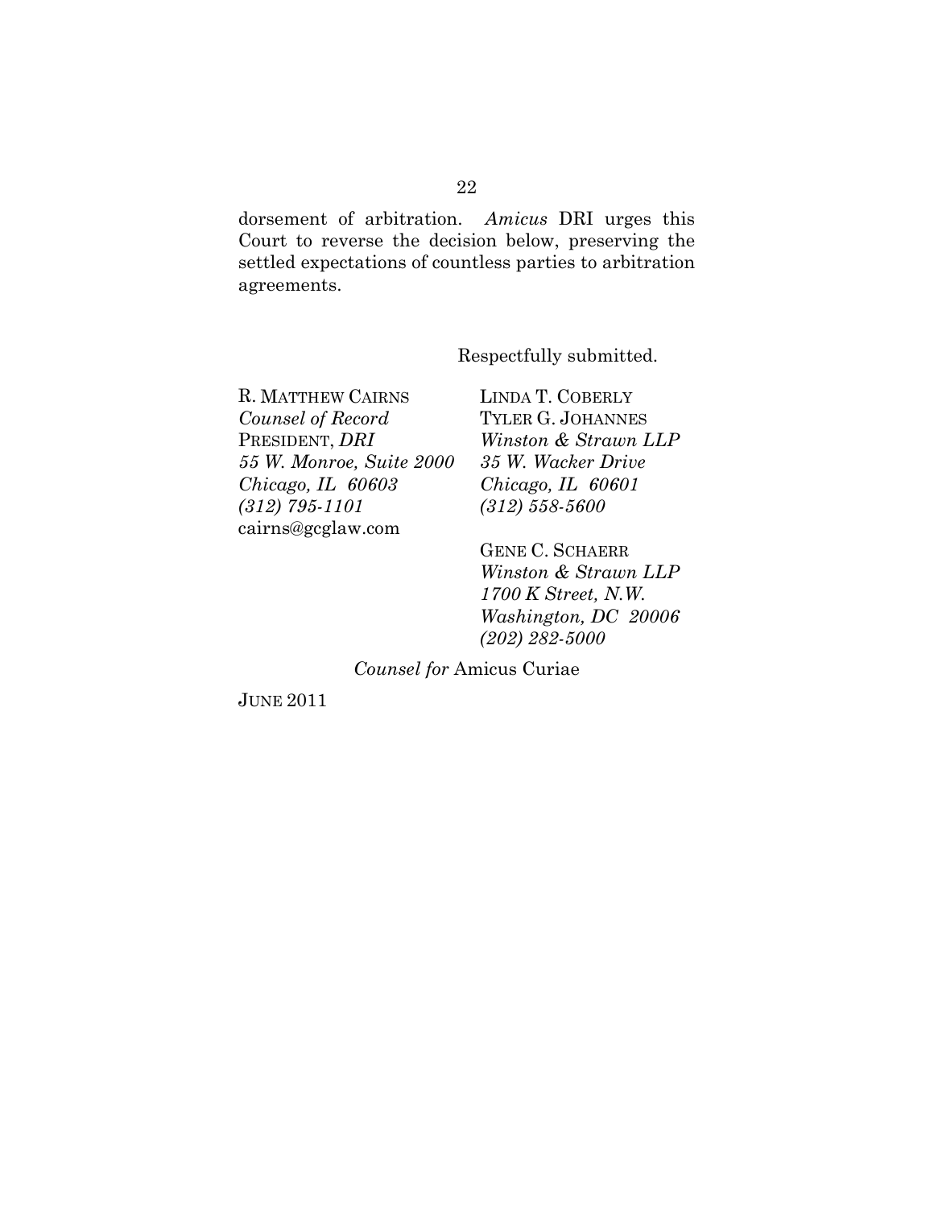dorsement of arbitration. *Amicus* DRI urges this Court to reverse the decision below, preserving the settled expectations of countless parties to arbitration agreements.

Respectfully submitted.

R. MATTHEW CAIRNS
*Counsel of Record*
PRESIDENT, *DRI*
*55 W. Monroe, Suite 2000*
*Chicago, IL 60603*
*(312) 795-1101*
cairns@gcglaw.com

LINDA T. COBERLY
TYLER G. JOHANNES
*Winston & Strawn LLP*
*35 W. Wacker Drive*
*Chicago, IL 60601*
*(312) 558-5600*

GENE C. SCHAERR
*Winston & Strawn LLP*
*1700 K Street, N.W.*
*Washington, DC 20006*
*(202) 282-5000*

*Counsel for* Amicus Curiae

JUNE 2011